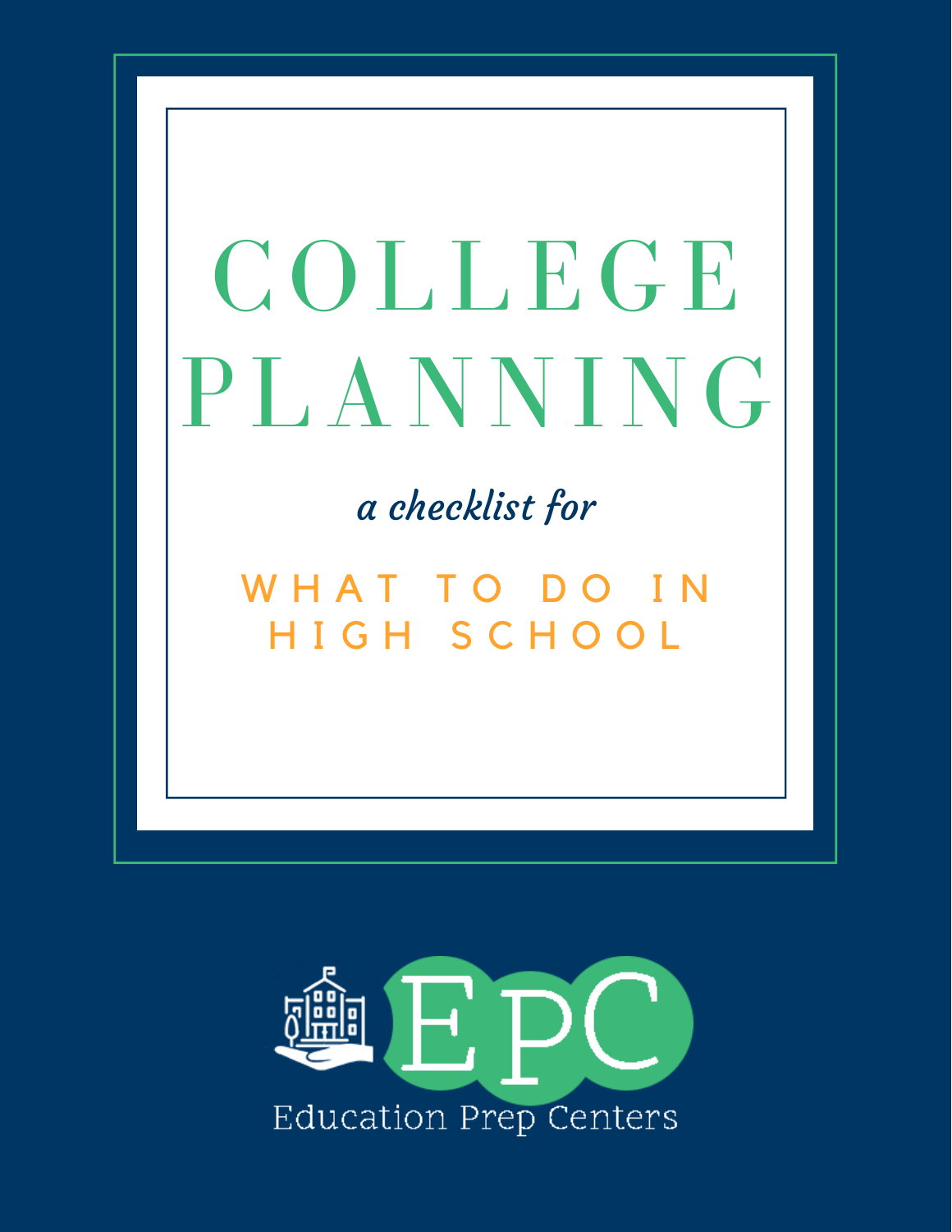# COLLEGE PLANNING

*a checklist for*

## WHAT TO DO IN HIGH SCHOOL

EPC

Education Prep Centers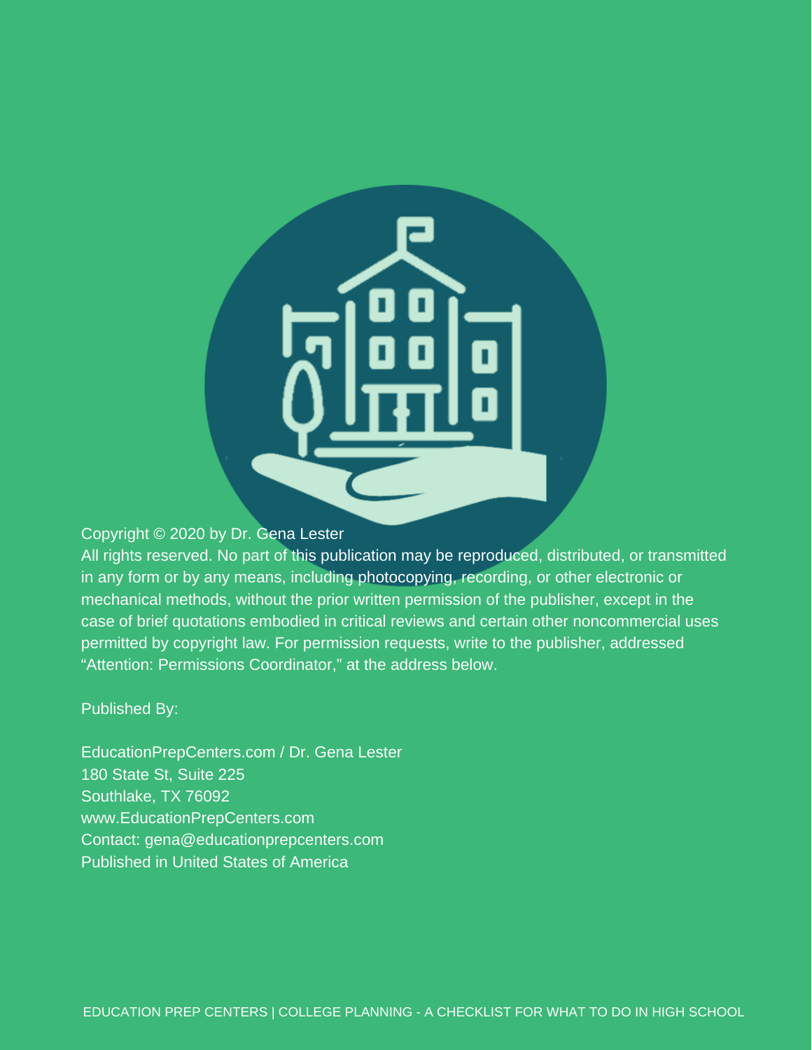Copyright © 2020 by Dr. Gena Lester

All rights reserved. No part of this publication may be reproduced, distributed, or transmitted in any form or by any means, including photocopying, recording, or other electronic or mechanical methods, without the prior written permission of the publisher, except in the case of brief quotations embodied in critical reviews and certain other noncommercial uses permitted by copyright law. For permission requests, write to the publisher, addressed "Attention: Permissions Coordinator," at the address below.

Published By:

EducationPrepCenters.com / Dr. Gena Lester
180 State St, Suite 225
Southlake, TX 76092
www.EducationPrepCenters.com
Contact: gena@educationprepcenters.com
Published in United States of America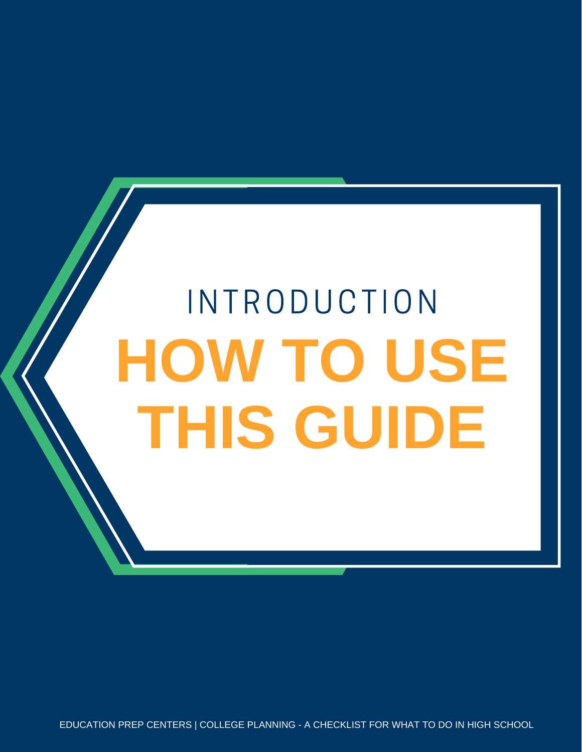INTRODUCTION

# HOW TO USE THIS GUIDE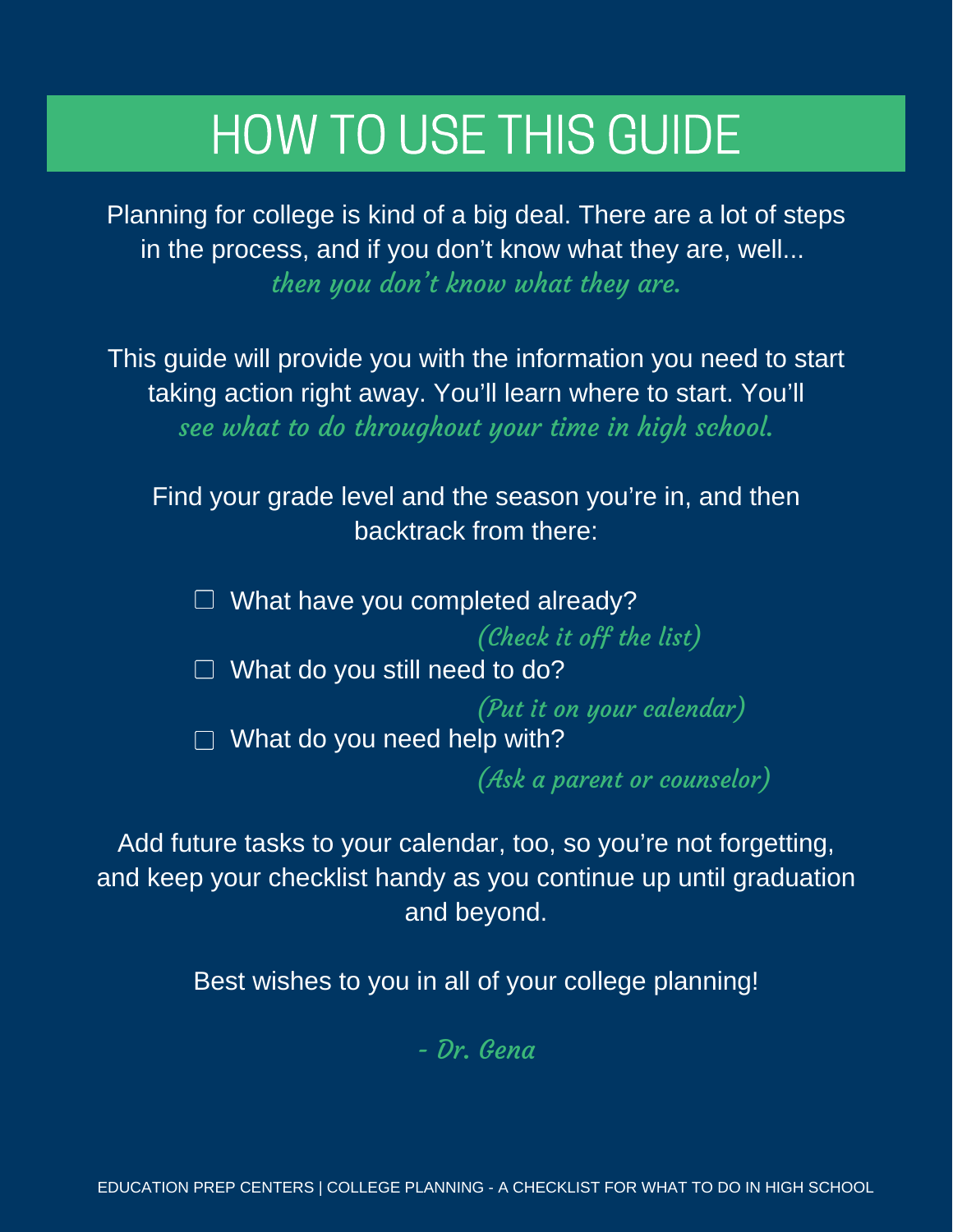# HOW TO USE THIS GUIDE

Planning for college is kind of a big deal. There are a lot of steps in the process, and if you don't know what they are, well... *then you don't know what they are.*

This guide will provide you with the information you need to start taking action right away. You'll learn where to start. You'll *see what to do throughout your time in high school.*

Find your grade level and the season you're in, and then backtrack from there:

- ☐ What have you completed already? *(Check it off the list)*
- ☐ What do you still need to do? *(Put it on your calendar)*
- ☐ What do you need help with? *(Ask a parent or counselor)*

Add future tasks to your calendar, too, so you're not forgetting, and keep your checklist handy as you continue up until graduation and beyond.

Best wishes to you in all of your college planning!

*- Dr. Gena*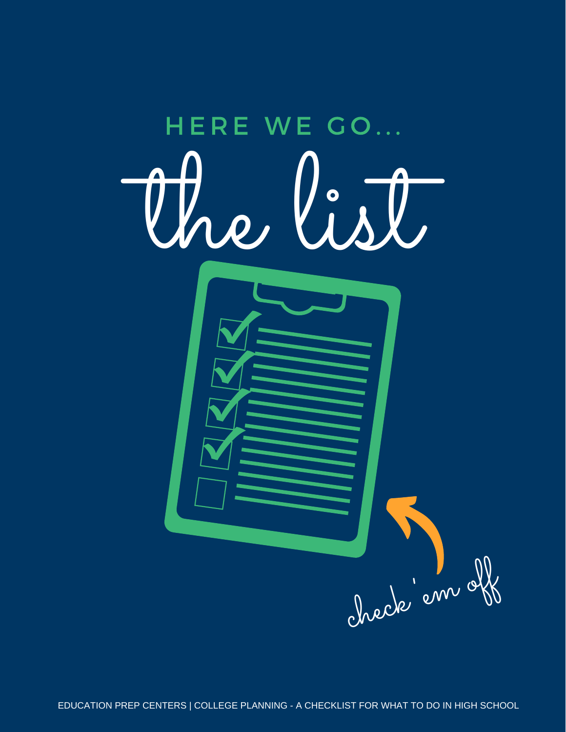HERE WE GO...

# the list

check 'em off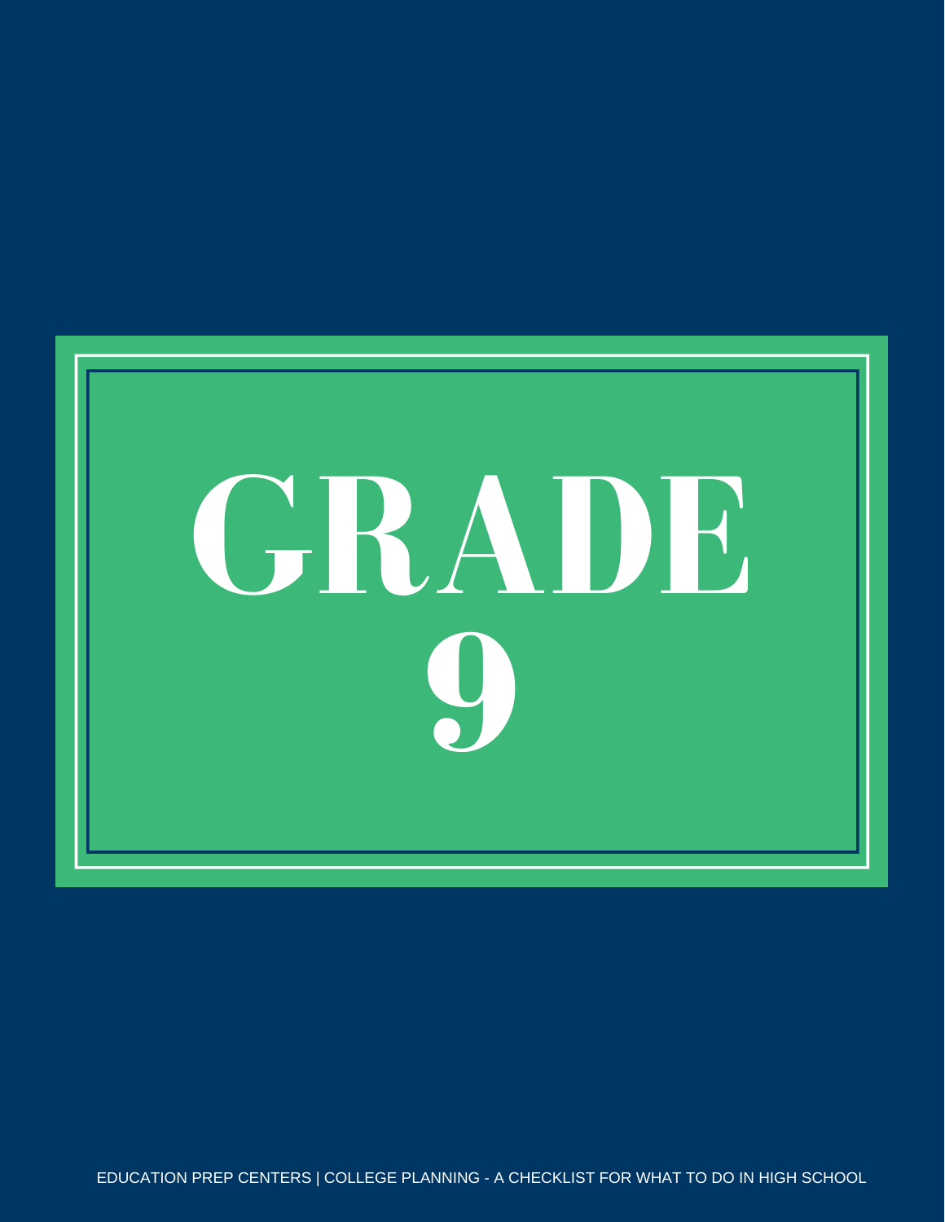# GRADE 9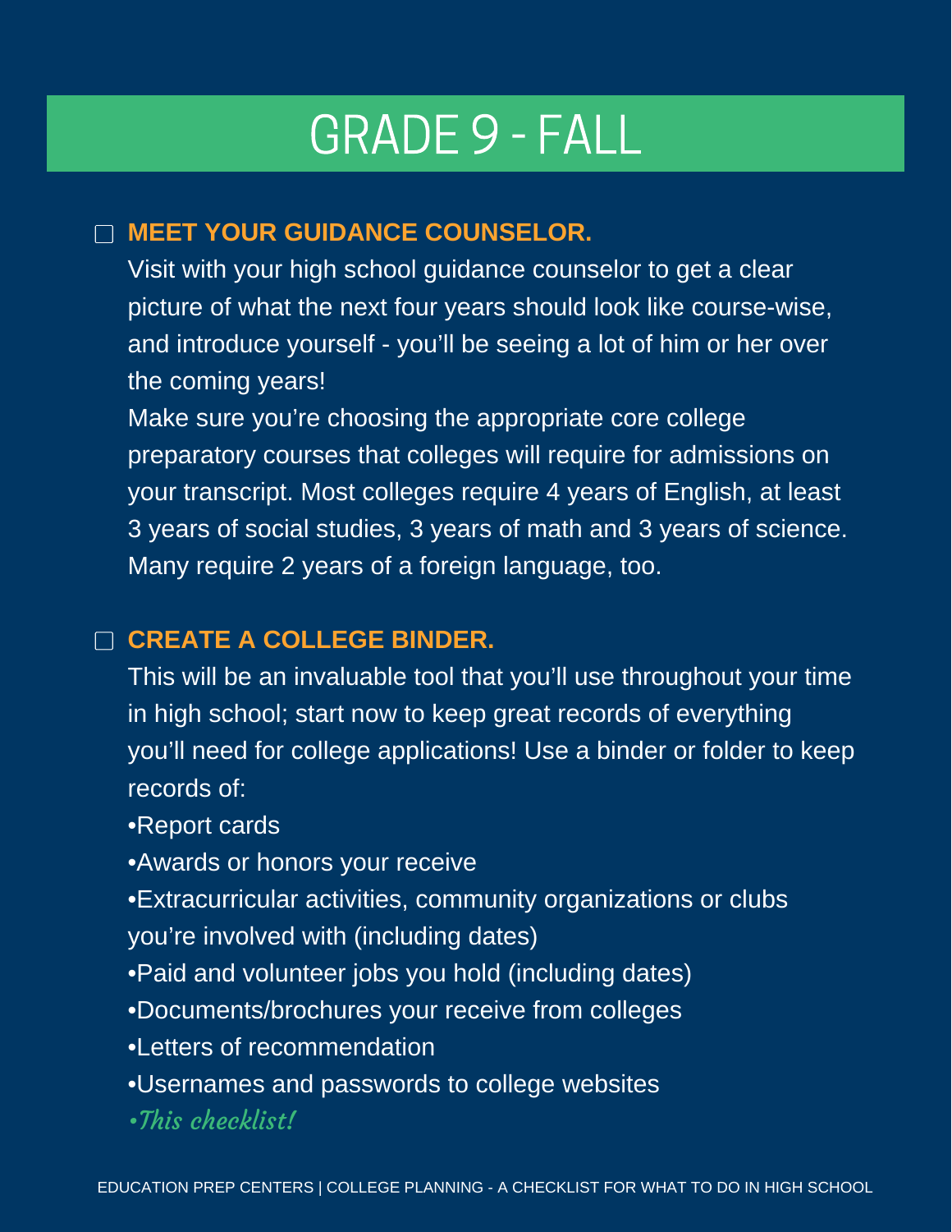# GRADE 9 - FALL

- [ ] **MEET YOUR GUIDANCE COUNSELOR.**

Visit with your high school guidance counselor to get a clear picture of what the next four years should look like course-wise, and introduce yourself - you'll be seeing a lot of him or her over the coming years!

Make sure you're choosing the appropriate core college preparatory courses that colleges will require for admissions on your transcript. Most colleges require 4 years of English, at least 3 years of social studies, 3 years of math and 3 years of science. Many require 2 years of a foreign language, too.

- [ ] **CREATE A COLLEGE BINDER.**

This will be an invaluable tool that you'll use throughout your time in high school; start now to keep great records of everything you'll need for college applications! Use a binder or folder to keep records of:

- Report cards
- Awards or honors your receive
- Extracurricular activities, community organizations or clubs you're involved with (including dates)
- Paid and volunteer jobs you hold (including dates)
- Documents/brochures your receive from colleges
- Letters of recommendation
- Usernames and passwords to college websites
- *This checklist!*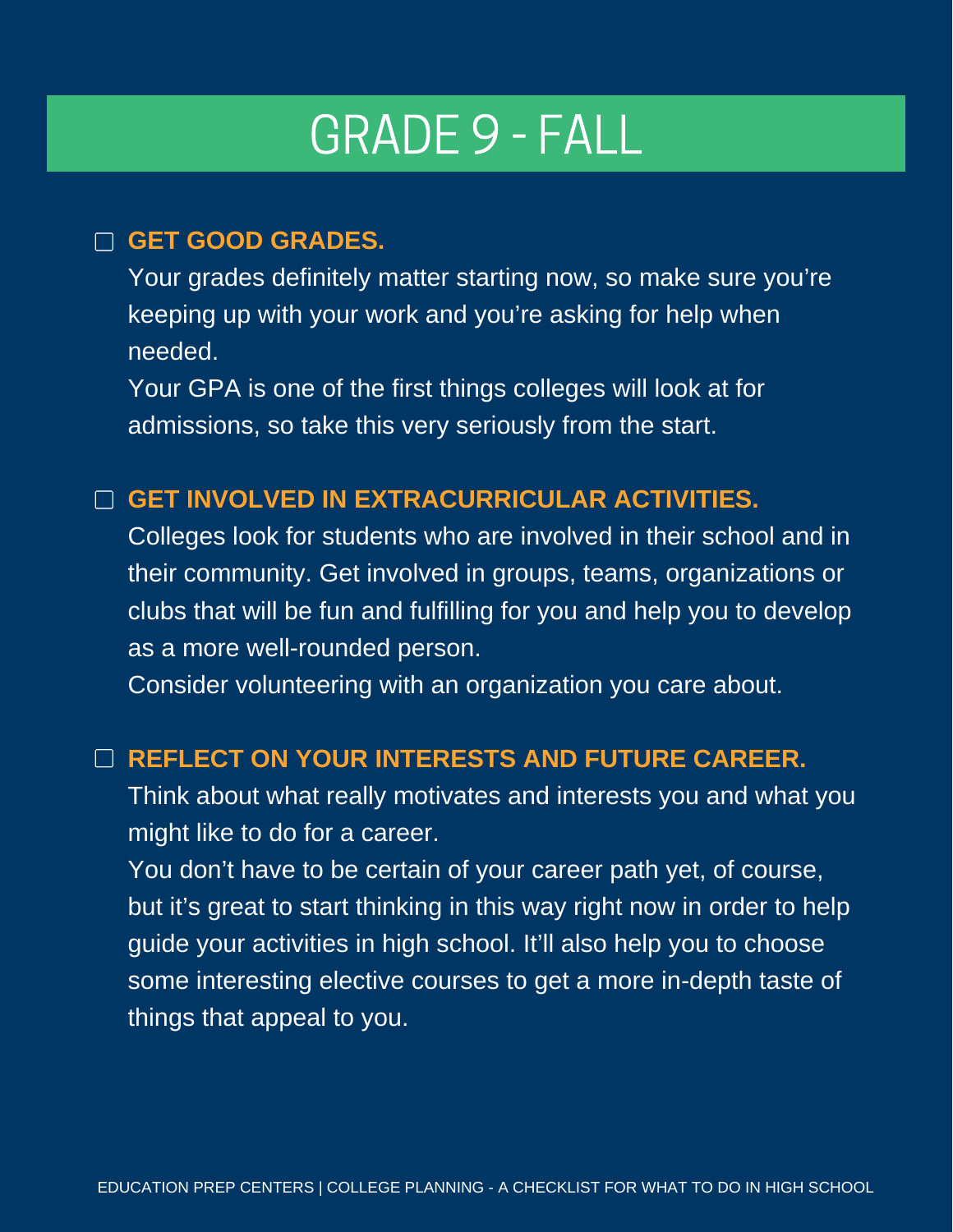# GRADE 9 - FALL

- [ ] **GET GOOD GRADES.**

  Your grades definitely matter starting now, so make sure you're keeping up with your work and you're asking for help when needed.

  Your GPA is one of the first things colleges will look at for admissions, so take this very seriously from the start.

- [ ] **GET INVOLVED IN EXTRACURRICULAR ACTIVITIES.**

  Colleges look for students who are involved in their school and in their community. Get involved in groups, teams, organizations or clubs that will be fun and fulfilling for you and help you to develop as a more well-rounded person.

  Consider volunteering with an organization you care about.

- [ ] **REFLECT ON YOUR INTERESTS AND FUTURE CAREER.**

  Think about what really motivates and interests you and what you might like to do for a career.

  You don't have to be certain of your career path yet, of course, but it's great to start thinking in this way right now in order to help guide your activities in high school. It'll also help you to choose some interesting elective courses to get a more in-depth taste of things that appeal to you.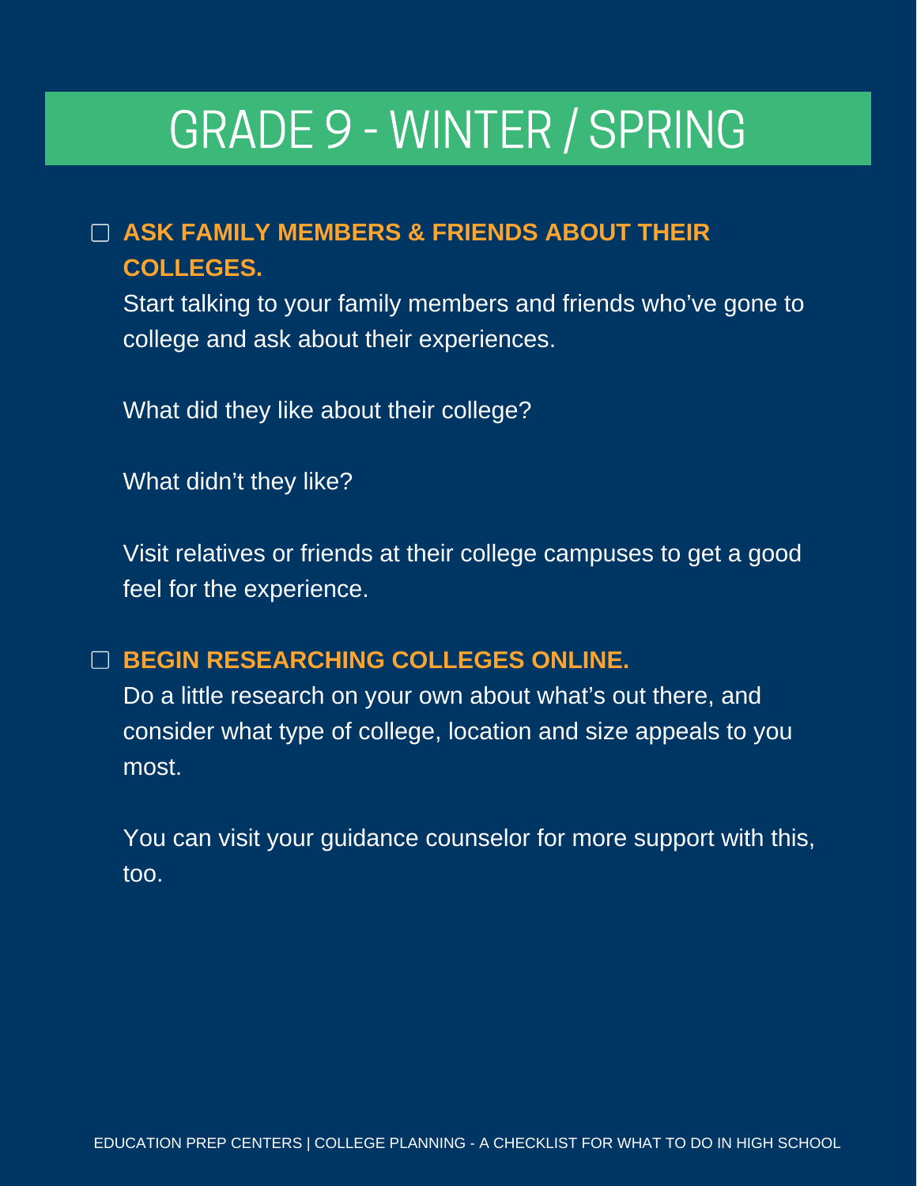# GRADE 9 - WINTER / SPRING

- [ ] **ASK FAMILY MEMBERS & FRIENDS ABOUT THEIR COLLEGES.**

  Start talking to your family members and friends who've gone to college and ask about their experiences.

  What did they like about their college?

  What didn't they like?

  Visit relatives or friends at their college campuses to get a good feel for the experience.

- [ ] **BEGIN RESEARCHING COLLEGES ONLINE.**

  Do a little research on your own about what's out there, and consider what type of college, location and size appeals to you most.

  You can visit your guidance counselor for more support with this, too.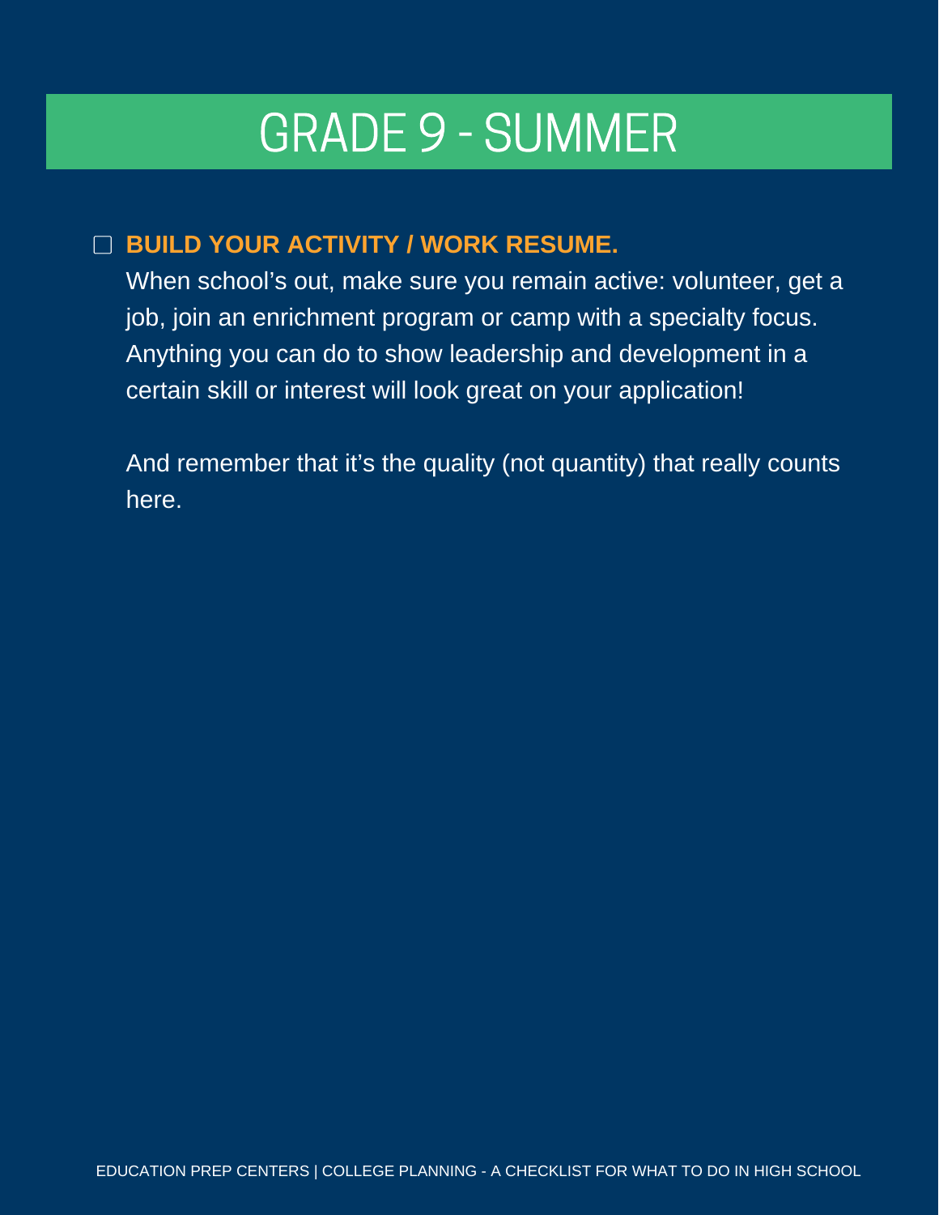# GRADE 9 - SUMMER

- [ ] **BUILD YOUR ACTIVITY / WORK RESUME.**

  When school's out, make sure you remain active: volunteer, get a job, join an enrichment program or camp with a specialty focus. Anything you can do to show leadership and development in a certain skill or interest will look great on your application!

  And remember that it's the quality (not quantity) that really counts here.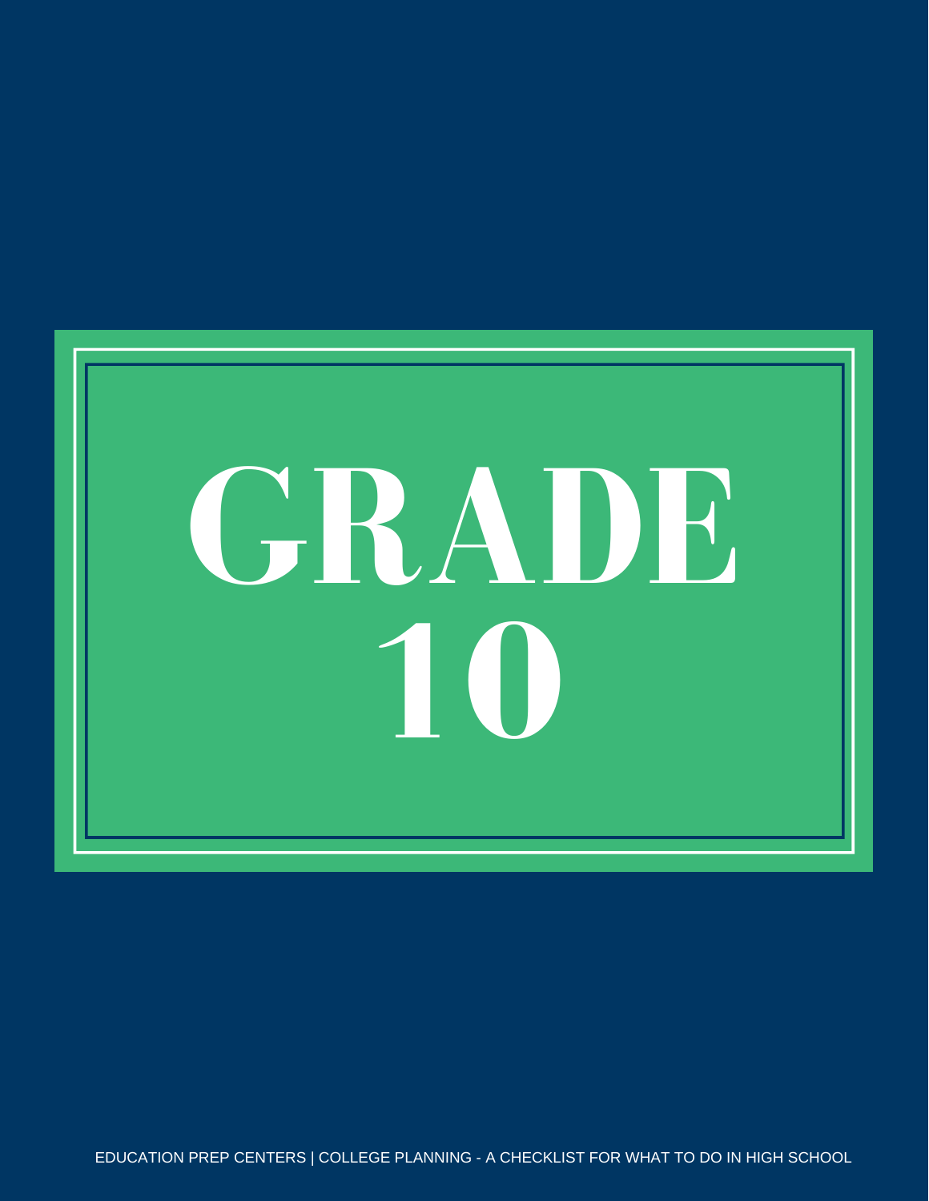# GRADE 10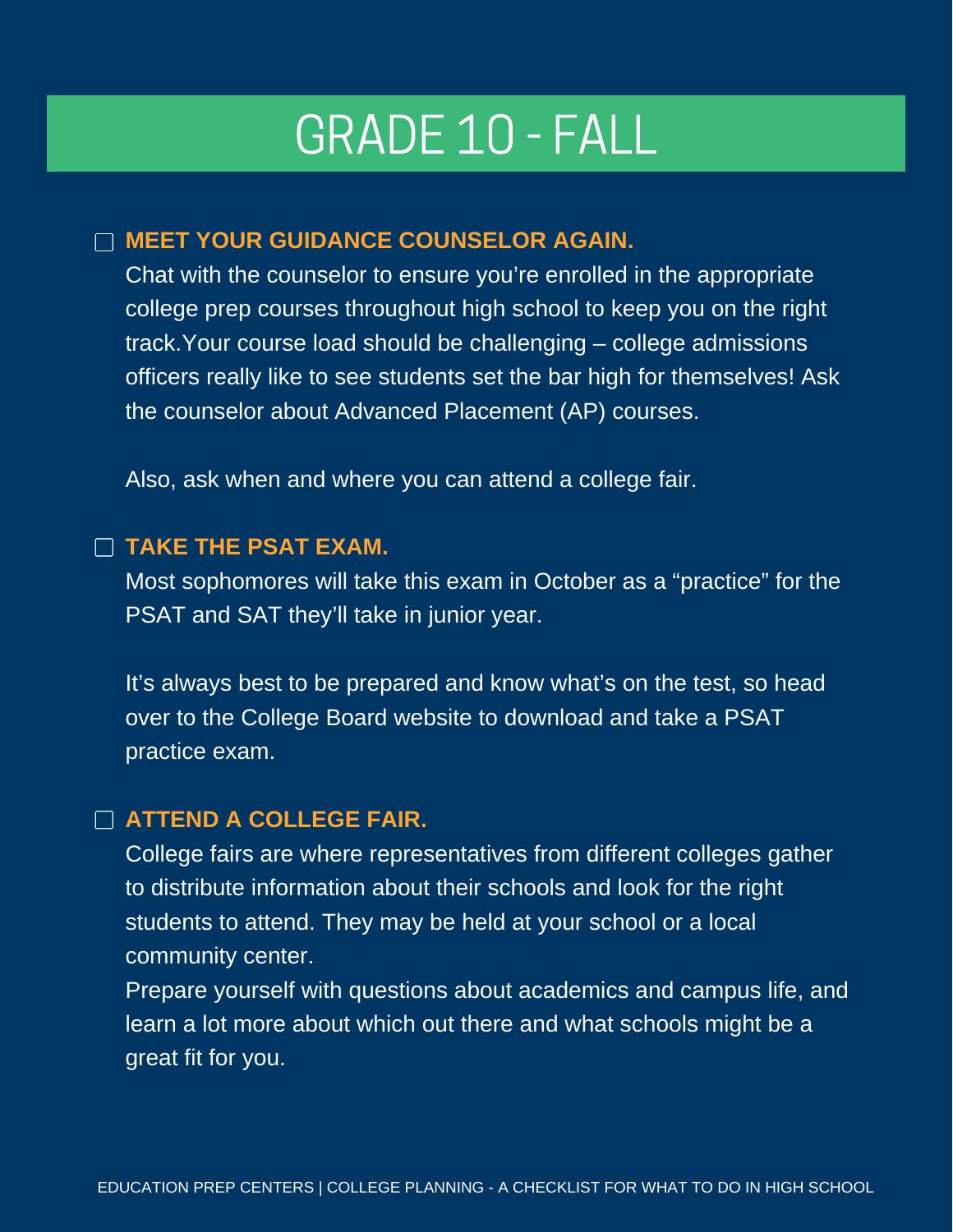# GRADE 10 - FALL

- [ ] **MEET YOUR GUIDANCE COUNSELOR AGAIN.**

Chat with the counselor to ensure you're enrolled in the appropriate college prep courses throughout high school to keep you on the right track.Your course load should be challenging – college admissions officers really like to see students set the bar high for themselves! Ask the counselor about Advanced Placement (AP) courses.

Also, ask when and where you can attend a college fair.

- [ ] **TAKE THE PSAT EXAM.**

Most sophomores will take this exam in October as a "practice" for the PSAT and SAT they'll take in junior year.

It's always best to be prepared and know what's on the test, so head over to the College Board website to download and take a PSAT practice exam.

- [ ] **ATTEND A COLLEGE FAIR.**

College fairs are where representatives from different colleges gather to distribute information about their schools and look for the right students to attend. They may be held at your school or a local community center.

Prepare yourself with questions about academics and campus life, and learn a lot more about which out there and what schools might be a great fit for you.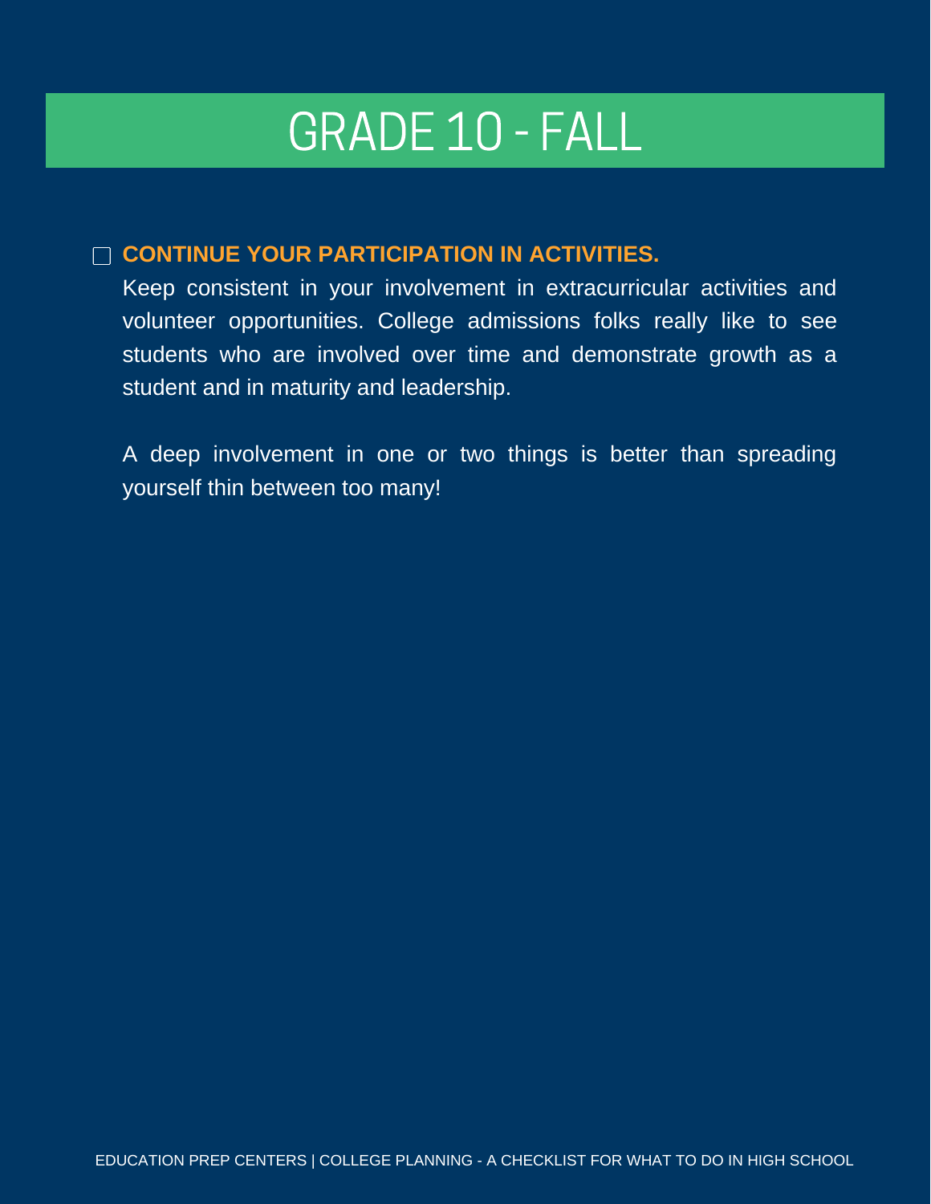# GRADE 10 - FALL

- [ ] **CONTINUE YOUR PARTICIPATION IN ACTIVITIES.**

  Keep consistent in your involvement in extracurricular activities and volunteer opportunities. College admissions folks really like to see students who are involved over time and demonstrate growth as a student and in maturity and leadership.

  A deep involvement in one or two things is better than spreading yourself thin between too many!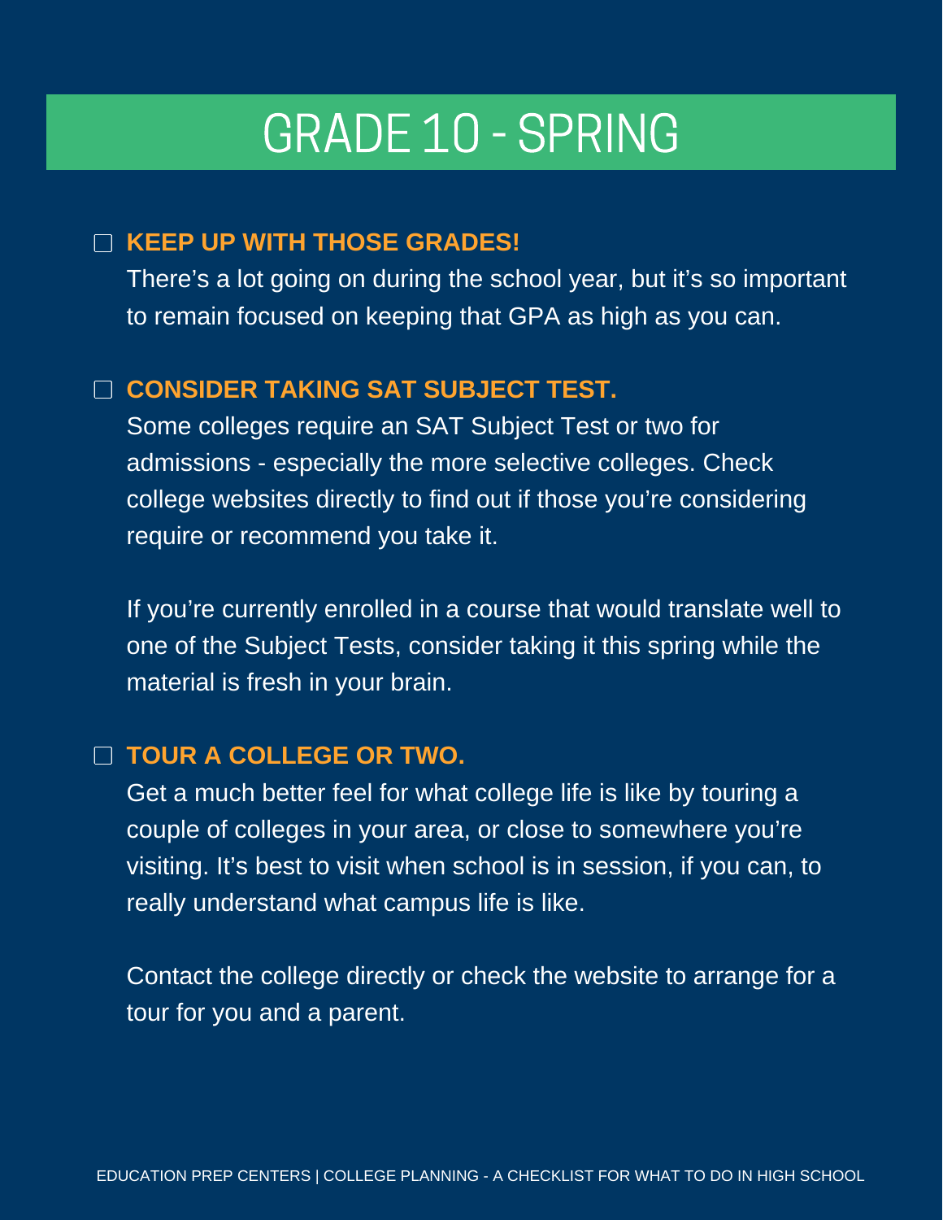# GRADE 10 - SPRING

- [ ] **KEEP UP WITH THOSE GRADES!**

  There's a lot going on during the school year, but it's so important to remain focused on keeping that GPA as high as you can.

- [ ] **CONSIDER TAKING SAT SUBJECT TEST.**

  Some colleges require an SAT Subject Test or two for admissions - especially the more selective colleges. Check college websites directly to find out if those you're considering require or recommend you take it.

  If you're currently enrolled in a course that would translate well to one of the Subject Tests, consider taking it this spring while the material is fresh in your brain.

- [ ] **TOUR A COLLEGE OR TWO.**

  Get a much better feel for what college life is like by touring a couple of colleges in your area, or close to somewhere you're visiting. It's best to visit when school is in session, if you can, to really understand what campus life is like.

  Contact the college directly or check the website to arrange for a tour for you and a parent.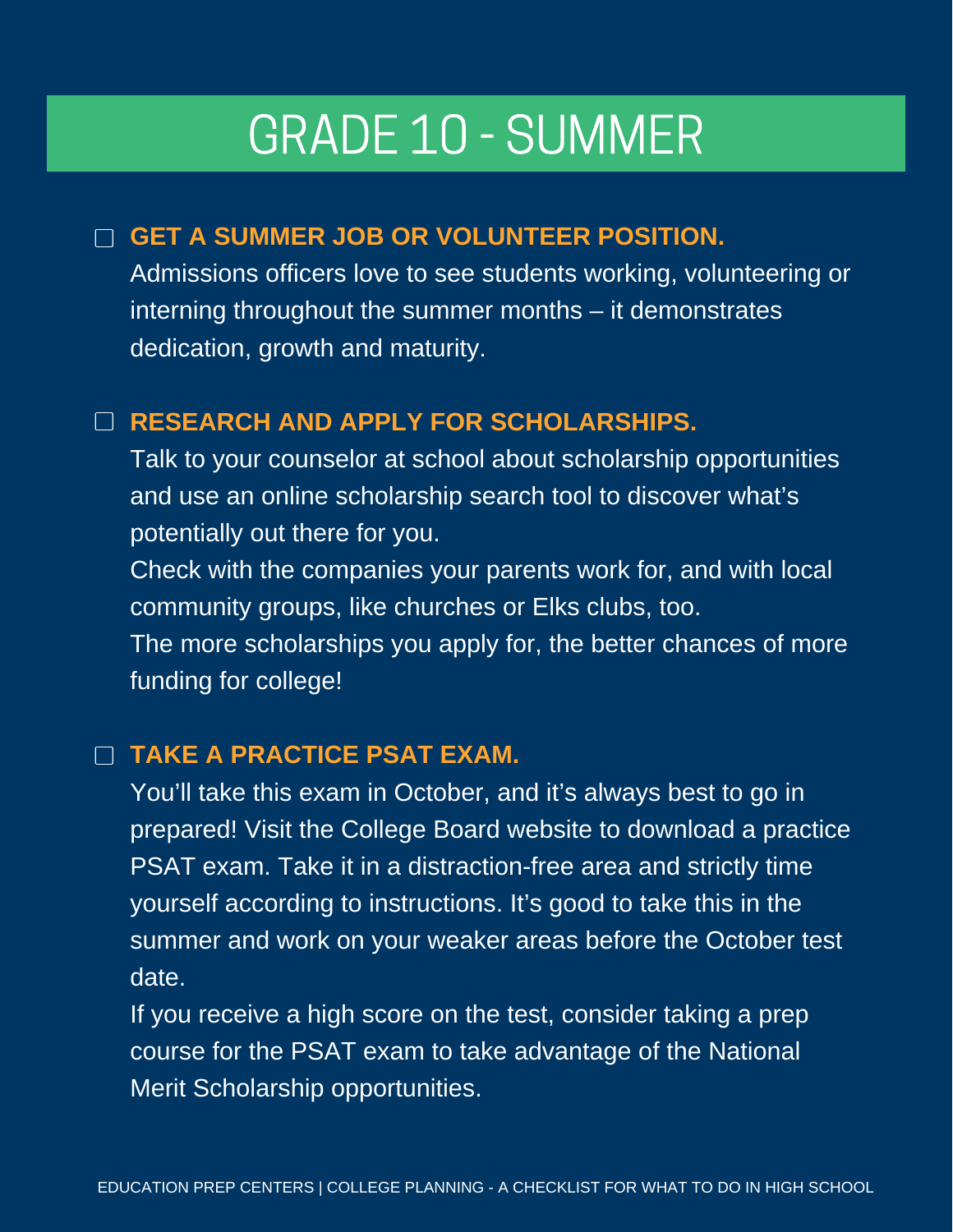# GRADE 10 - SUMMER

- [ ] **GET A SUMMER JOB OR VOLUNTEER POSITION.**

  Admissions officers love to see students working, volunteering or interning throughout the summer months – it demonstrates dedication, growth and maturity.

- [ ] **RESEARCH AND APPLY FOR SCHOLARSHIPS.**

  Talk to your counselor at school about scholarship opportunities and use an online scholarship search tool to discover what's potentially out there for you.

  Check with the companies your parents work for, and with local community groups, like churches or Elks clubs, too.

  The more scholarships you apply for, the better chances of more funding for college!

- [ ] **TAKE A PRACTICE PSAT EXAM.**

  You'll take this exam in October, and it's always best to go in prepared! Visit the College Board website to download a practice PSAT exam. Take it in a distraction-free area and strictly time yourself according to instructions. It's good to take this in the summer and work on your weaker areas before the October test date.

  If you receive a high score on the test, consider taking a prep course for the PSAT exam to take advantage of the National Merit Scholarship opportunities.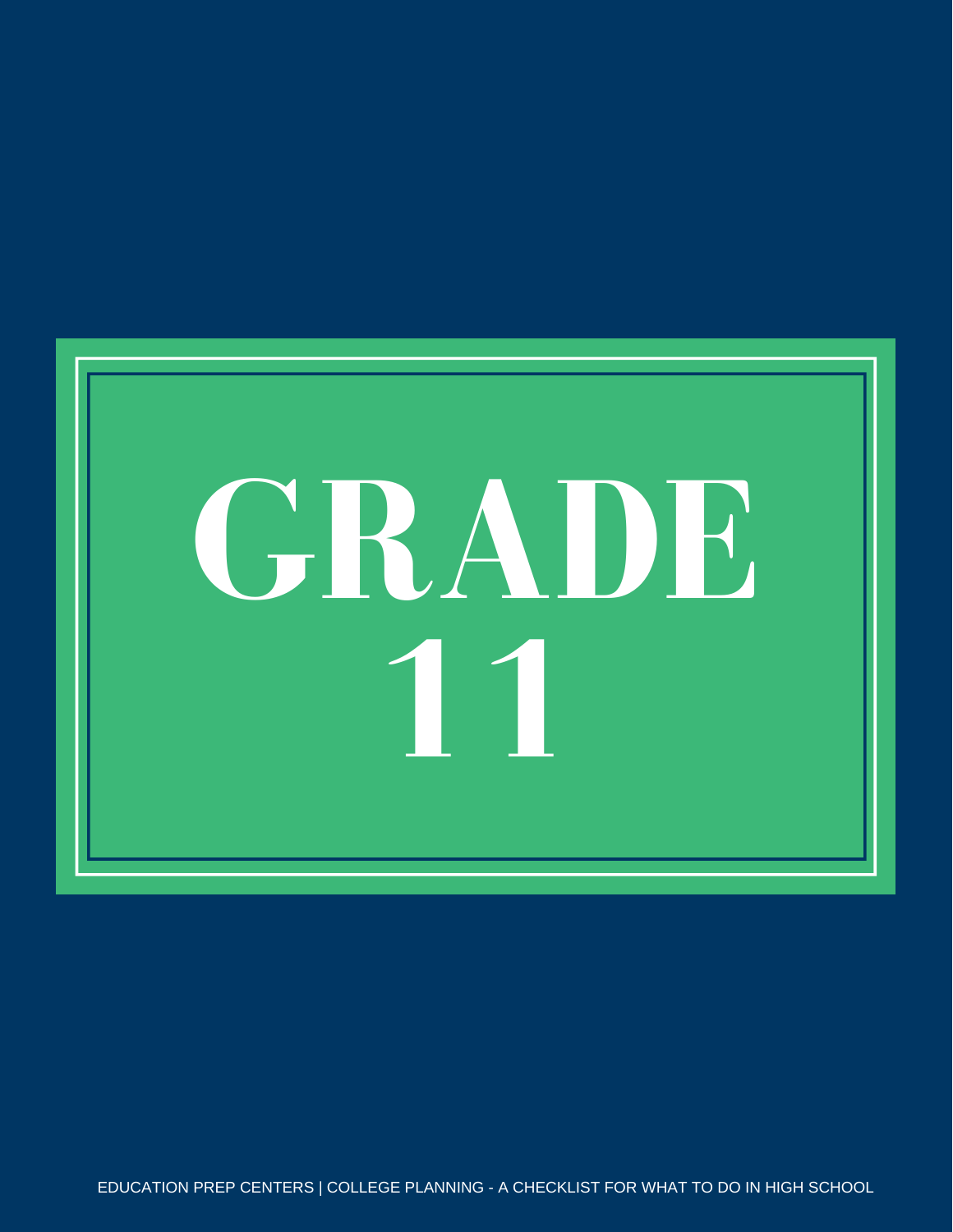# GRADE 11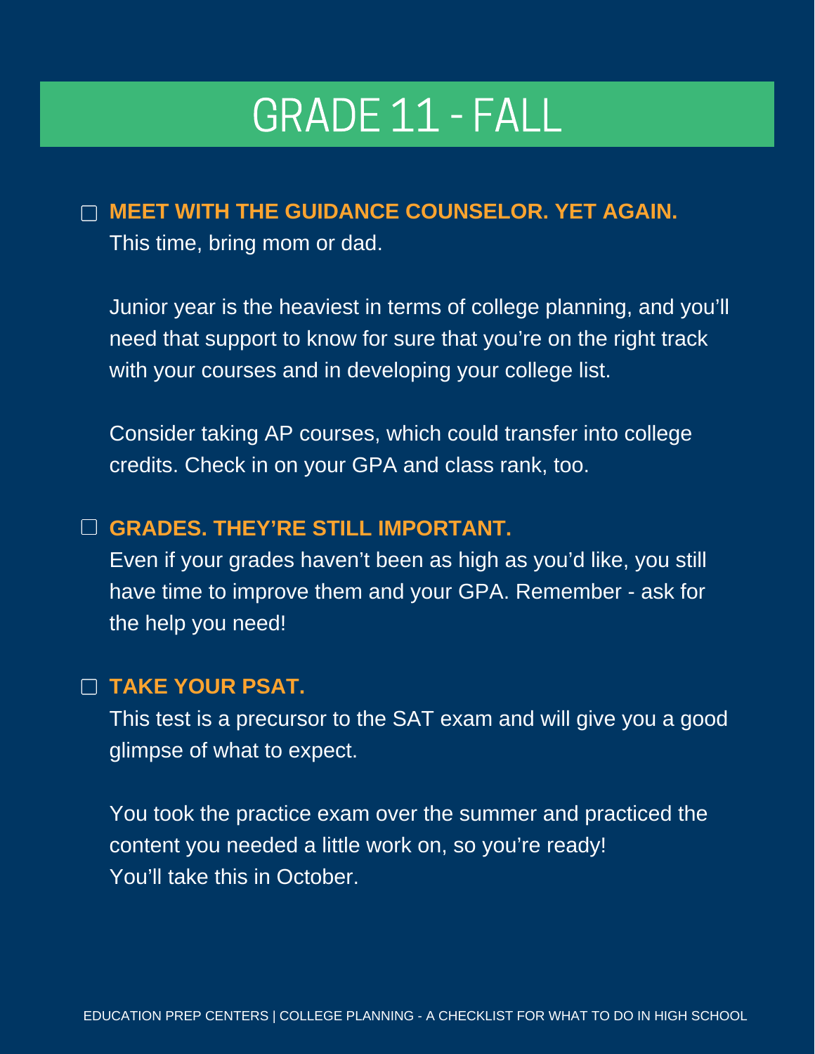# GRADE 11 - FALL

- [ ] **MEET WITH THE GUIDANCE COUNSELOR. YET AGAIN.**
  This time, bring mom or dad.

  Junior year is the heaviest in terms of college planning, and you'll need that support to know for sure that you're on the right track with your courses and in developing your college list.

  Consider taking AP courses, which could transfer into college credits. Check in on your GPA and class rank, too.

- [ ] **GRADES. THEY'RE STILL IMPORTANT.**
  Even if your grades haven't been as high as you'd like, you still have time to improve them and your GPA. Remember - ask for the help you need!

- [ ] **TAKE YOUR PSAT.**
  This test is a precursor to the SAT exam and will give you a good glimpse of what to expect.

  You took the practice exam over the summer and practiced the content you needed a little work on, so you're ready!
  You'll take this in October.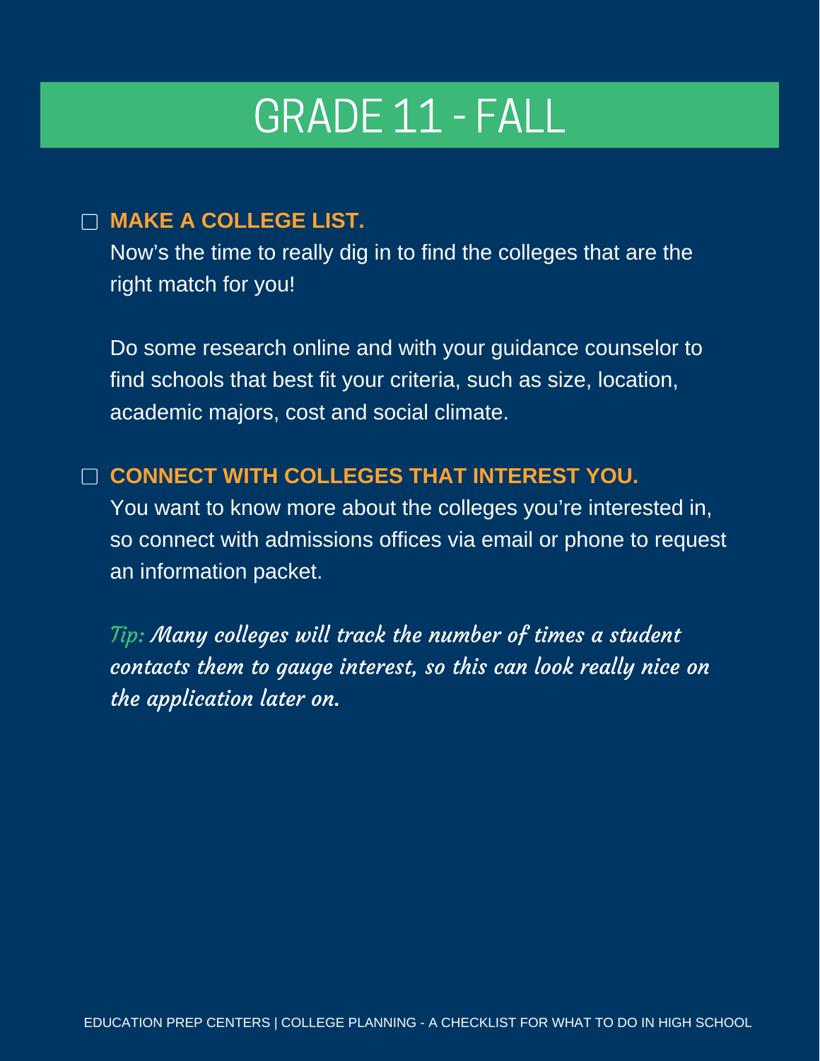# GRADE 11 - FALL

- [ ] **MAKE A COLLEGE LIST.**

  Now's the time to really dig in to find the colleges that are the right match for you!

  Do some research online and with your guidance counselor to find schools that best fit your criteria, such as size, location, academic majors, cost and social climate.

- [ ] **CONNECT WITH COLLEGES THAT INTEREST YOU.**

  You want to know more about the colleges you're interested in, so connect with admissions offices via email or phone to request an information packet.

  *Tip: Many colleges will track the number of times a student contacts them to gauge interest, so this can look really nice on the application later on.*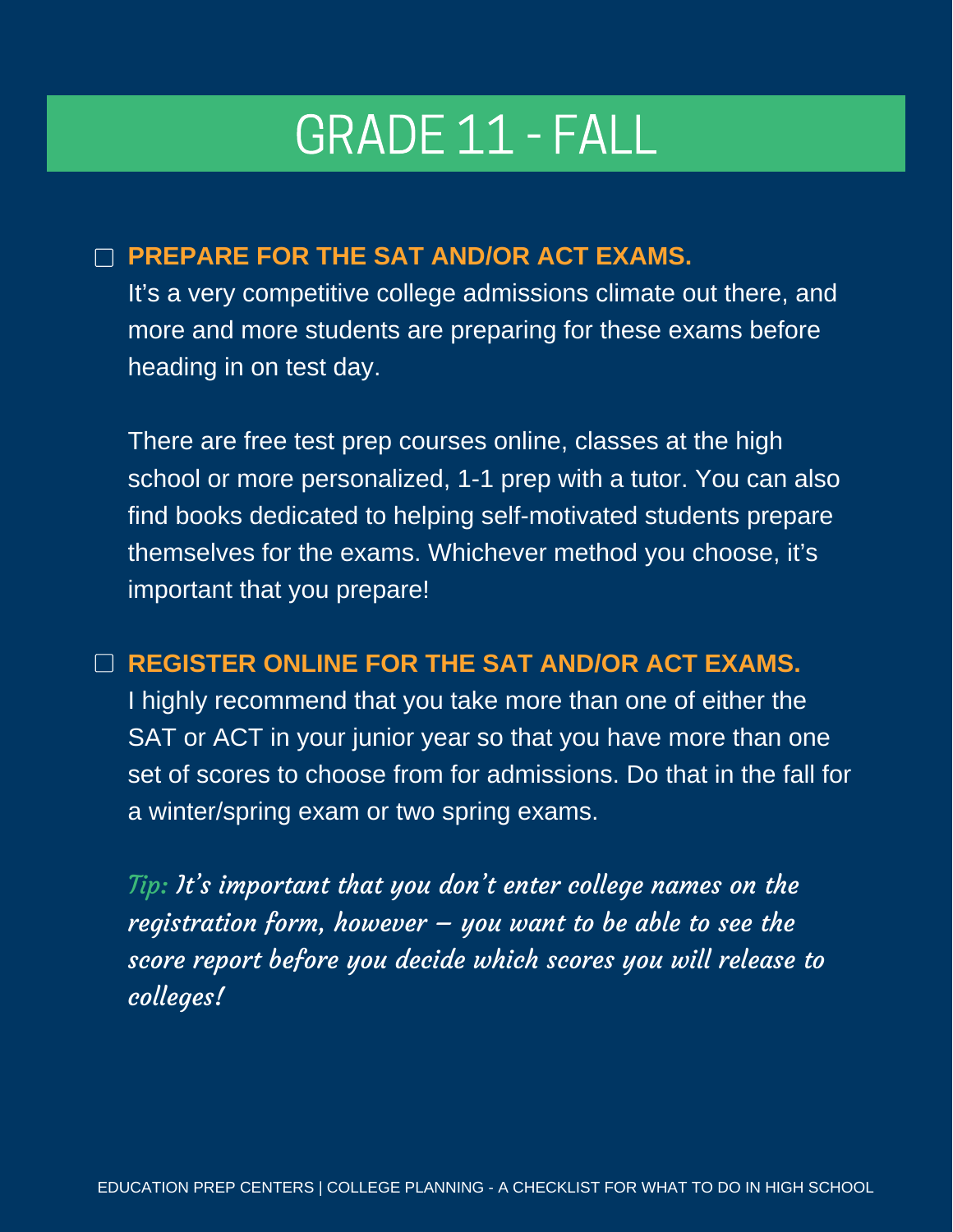# GRADE 11 - FALL

- [ ] **PREPARE FOR THE SAT AND/OR ACT EXAMS.**

It's a very competitive college admissions climate out there, and more and more students are preparing for these exams before heading in on test day.

There are free test prep courses online, classes at the high school or more personalized, 1-1 prep with a tutor. You can also find books dedicated to helping self-motivated students prepare themselves for the exams. Whichever method you choose, it's important that you prepare!

- [ ] **REGISTER ONLINE FOR THE SAT AND/OR ACT EXAMS.**

I highly recommend that you take more than one of either the SAT or ACT in your junior year so that you have more than one set of scores to choose from for admissions. Do that in the fall for a winter/spring exam or two spring exams.

*Tip: It's important that you don't enter college names on the registration form, however – you want to be able to see the score report before you decide which scores you will release to colleges!*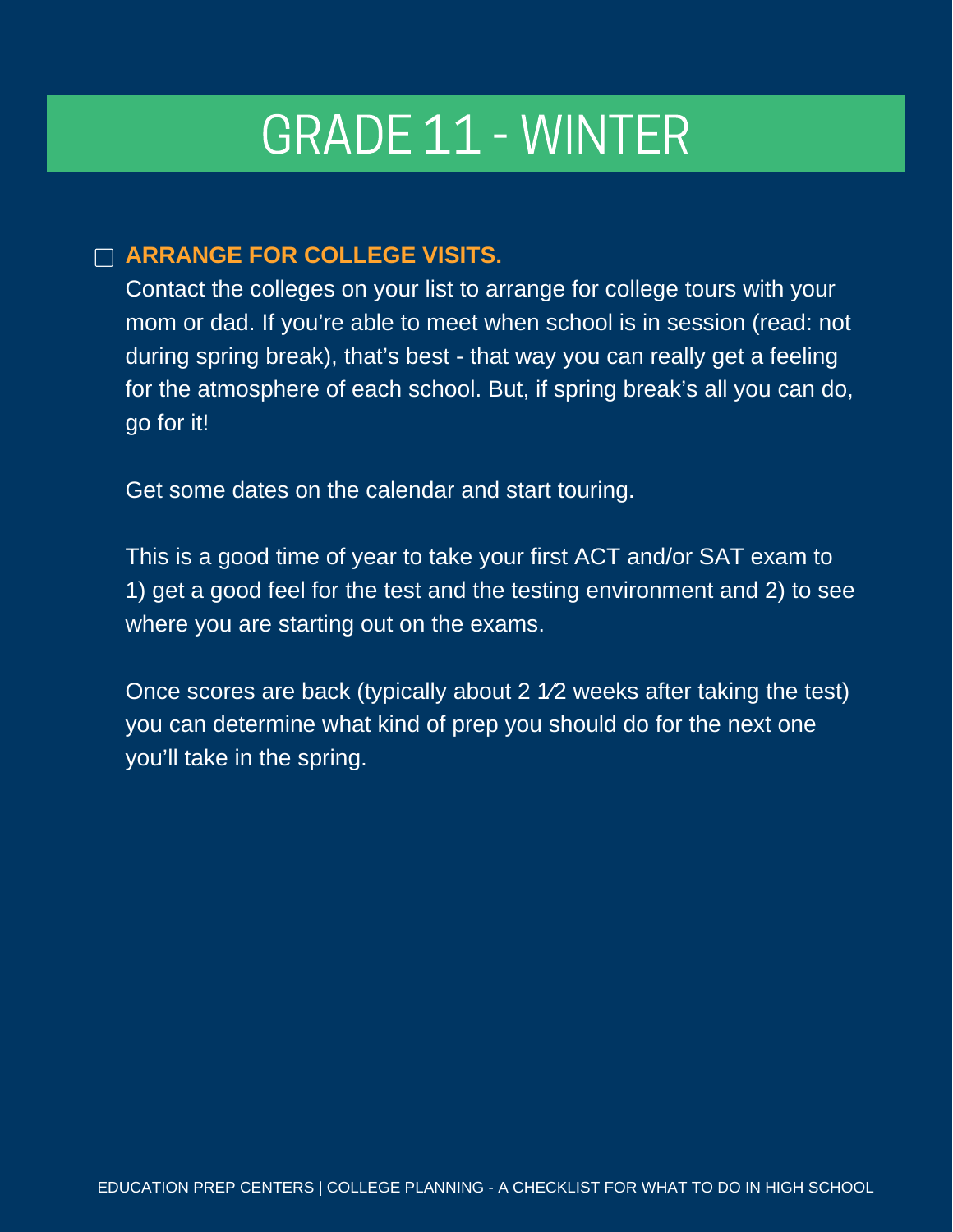# GRADE 11 - WINTER

- [ ] **ARRANGE FOR COLLEGE VISITS.**

Contact the colleges on your list to arrange for college tours with your mom or dad. If you're able to meet when school is in session (read: not during spring break), that's best - that way you can really get a feeling for the atmosphere of each school. But, if spring break's all you can do, go for it!

Get some dates on the calendar and start touring.

This is a good time of year to take your first ACT and/or SAT exam to 1) get a good feel for the test and the testing environment and 2) to see where you are starting out on the exams.

Once scores are back (typically about 2 1⁄2 weeks after taking the test) you can determine what kind of prep you should do for the next one you'll take in the spring.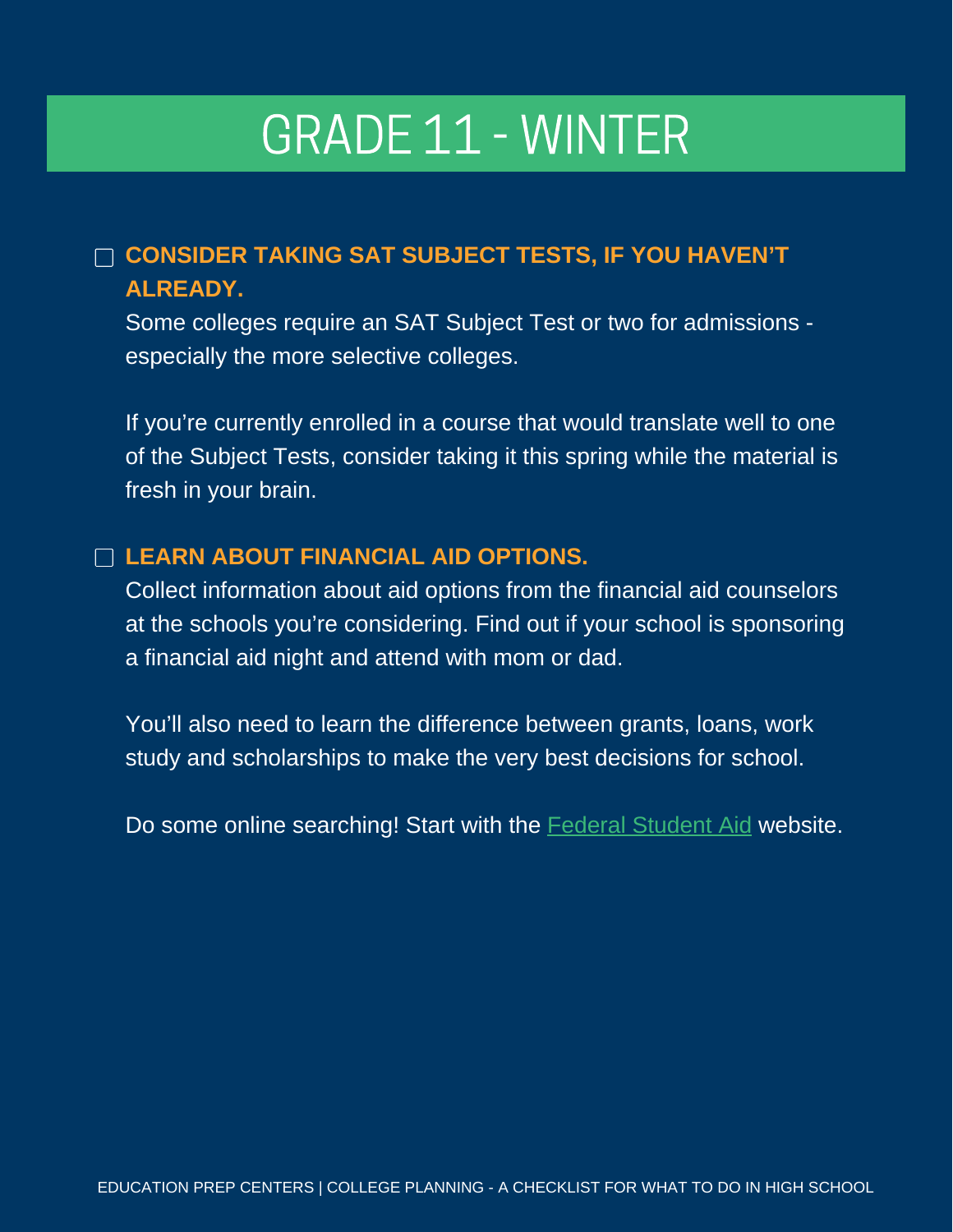# GRADE 11 - WINTER

- [ ] **CONSIDER TAKING SAT SUBJECT TESTS, IF YOU HAVEN'T ALREADY.**

  Some colleges require an SAT Subject Test or two for admissions - especially the more selective colleges.

  If you're currently enrolled in a course that would translate well to one of the Subject Tests, consider taking it this spring while the material is fresh in your brain.

- [ ] **LEARN ABOUT FINANCIAL AID OPTIONS.**

  Collect information about aid options from the financial aid counselors at the schools you're considering. Find out if your school is sponsoring a financial aid night and attend with mom or dad.

  You'll also need to learn the difference between grants, loans, work study and scholarships to make the very best decisions for school.

  Do some online searching! Start with the Federal Student Aid website.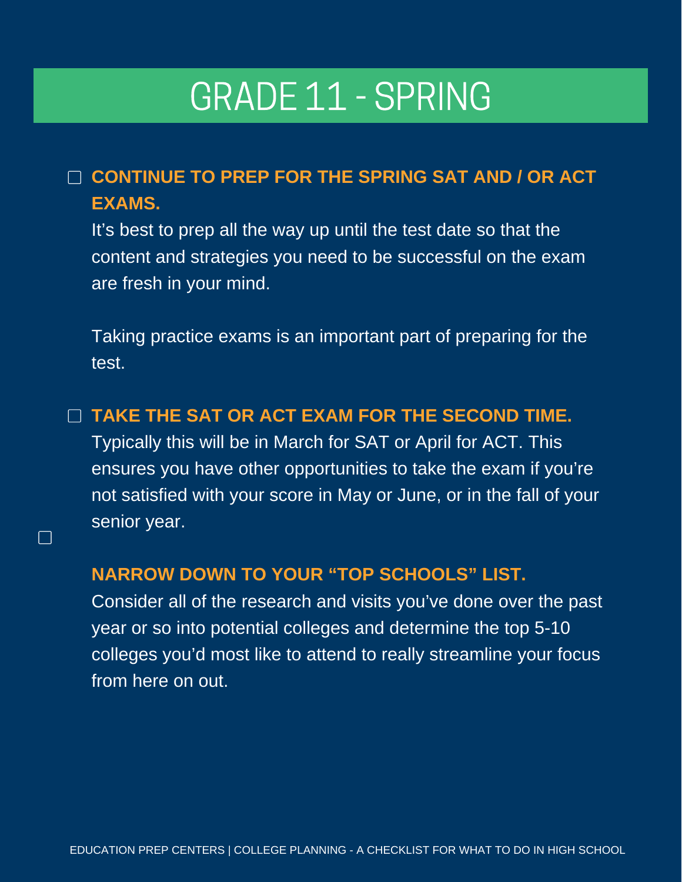# GRADE 11 - SPRING

- [ ] **CONTINUE TO PREP FOR THE SPRING SAT AND / OR ACT EXAMS.**

  It's best to prep all the way up until the test date so that the content and strategies you need to be successful on the exam are fresh in your mind.

  Taking practice exams is an important part of preparing for the test.

- [ ] **TAKE THE SAT OR ACT EXAM FOR THE SECOND TIME.**

  Typically this will be in March for SAT or April for ACT. This ensures you have other opportunities to take the exam if you're not satisfied with your score in May or June, or in the fall of your senior year.

- [ ] **NARROW DOWN TO YOUR "TOP SCHOOLS" LIST.**

  Consider all of the research and visits you've done over the past year or so into potential colleges and determine the top 5-10 colleges you'd most like to attend to really streamline your focus from here on out.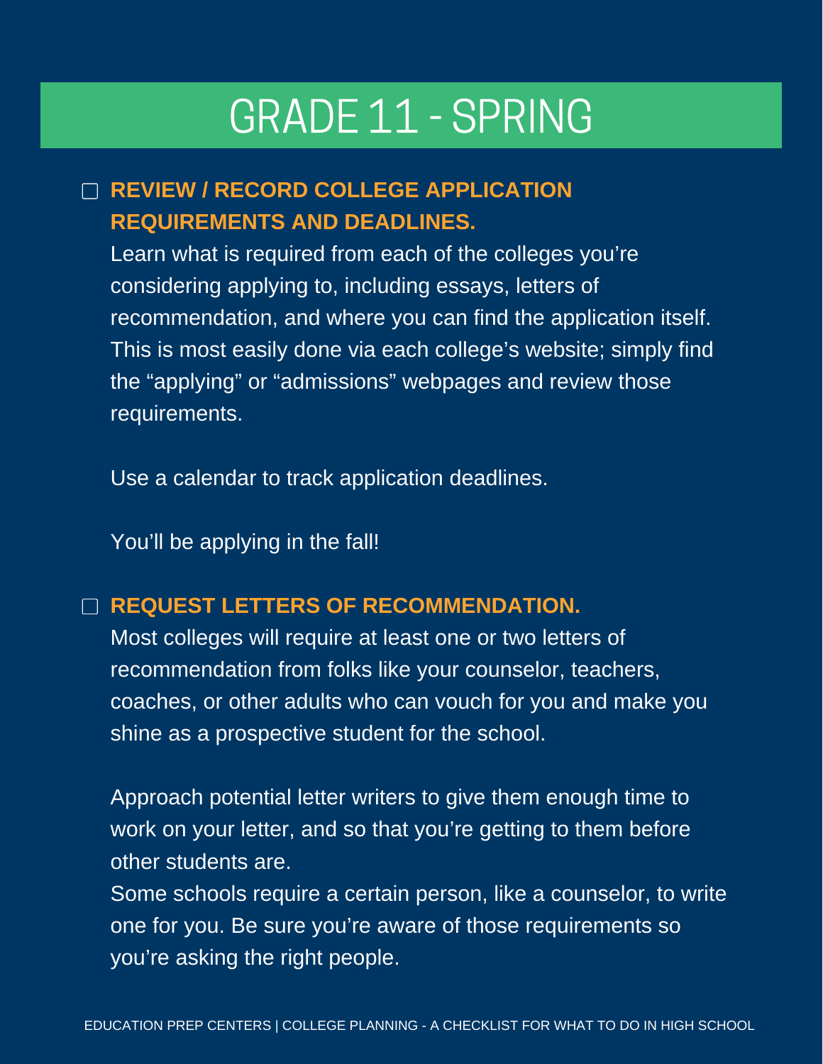# GRADE 11 - SPRING

- [ ] **REVIEW / RECORD COLLEGE APPLICATION REQUIREMENTS AND DEADLINES.**

  Learn what is required from each of the colleges you're considering applying to, including essays, letters of recommendation, and where you can find the application itself. This is most easily done via each college's website; simply find the "applying" or "admissions" webpages and review those requirements.

  Use a calendar to track application deadlines.

  You'll be applying in the fall!

- [ ] **REQUEST LETTERS OF RECOMMENDATION.**

  Most colleges will require at least one or two letters of recommendation from folks like your counselor, teachers, coaches, or other adults who can vouch for you and make you shine as a prospective student for the school.

  Approach potential letter writers to give them enough time to work on your letter, and so that you're getting to them before other students are.
  Some schools require a certain person, like a counselor, to write one for you. Be sure you're aware of those requirements so you're asking the right people.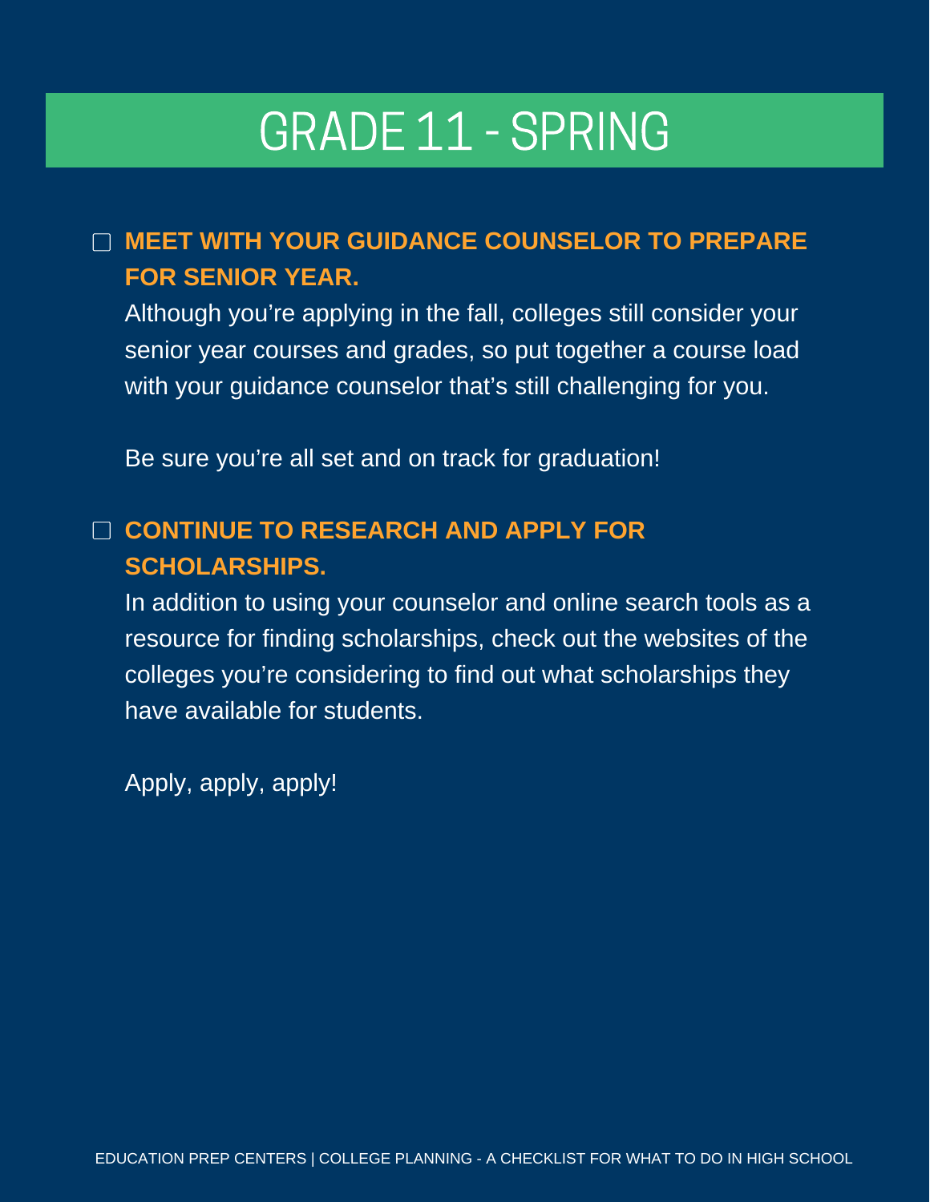# GRADE 11 - SPRING

- [ ] **MEET WITH YOUR GUIDANCE COUNSELOR TO PREPARE FOR SENIOR YEAR.**

  Although you're applying in the fall, colleges still consider your senior year courses and grades, so put together a course load with your guidance counselor that's still challenging for you.

  Be sure you're all set and on track for graduation!

- [ ] **CONTINUE TO RESEARCH AND APPLY FOR SCHOLARSHIPS.**

  In addition to using your counselor and online search tools as a resource for finding scholarships, check out the websites of the colleges you're considering to find out what scholarships they have available for students.

  Apply, apply, apply!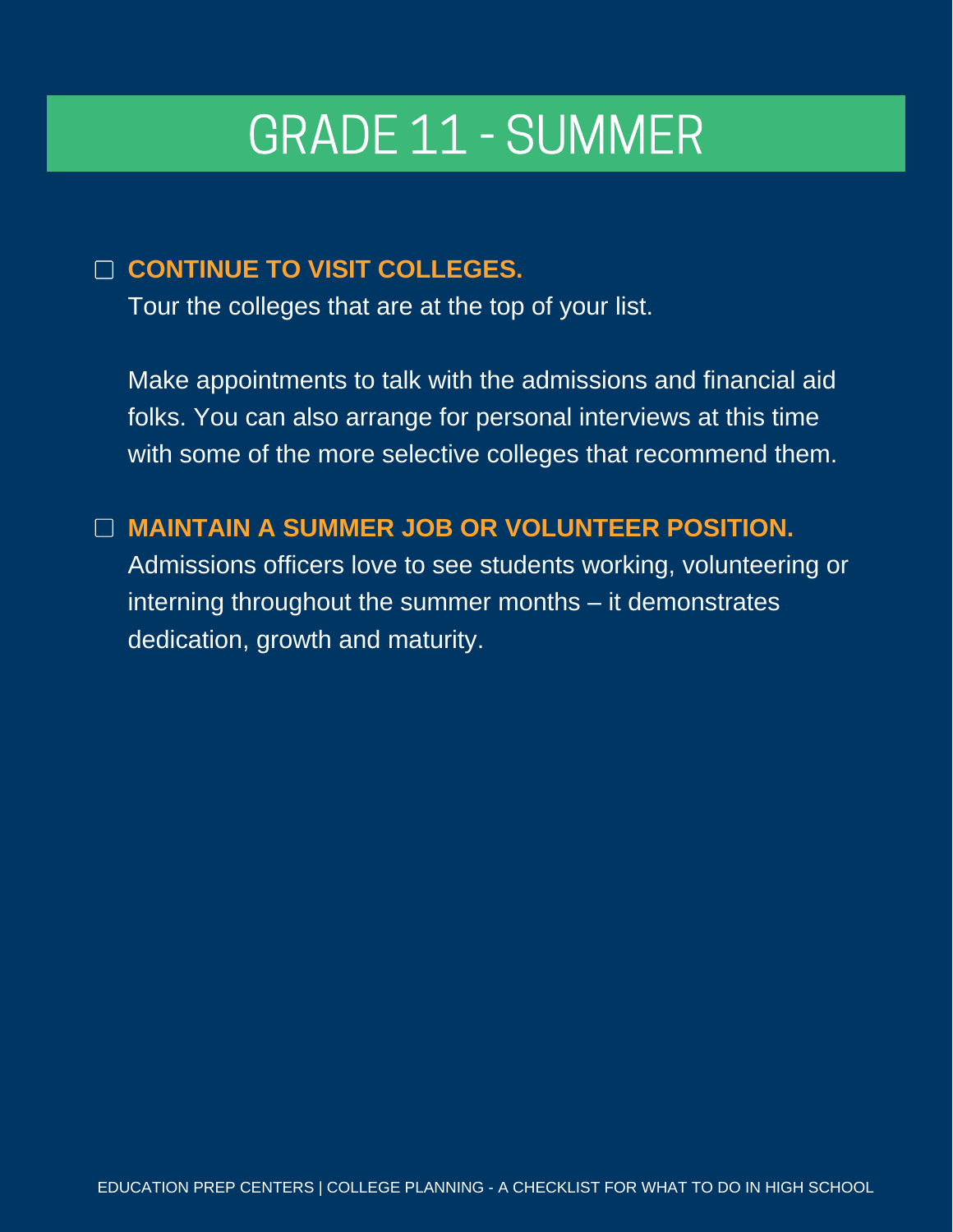# GRADE 11 - SUMMER

- [ ] **CONTINUE TO VISIT COLLEGES.**
  Tour the colleges that are at the top of your list.

  Make appointments to talk with the admissions and financial aid folks. You can also arrange for personal interviews at this time with some of the more selective colleges that recommend them.

- [ ] **MAINTAIN A SUMMER JOB OR VOLUNTEER POSITION.**
  Admissions officers love to see students working, volunteering or interning throughout the summer months – it demonstrates dedication, growth and maturity.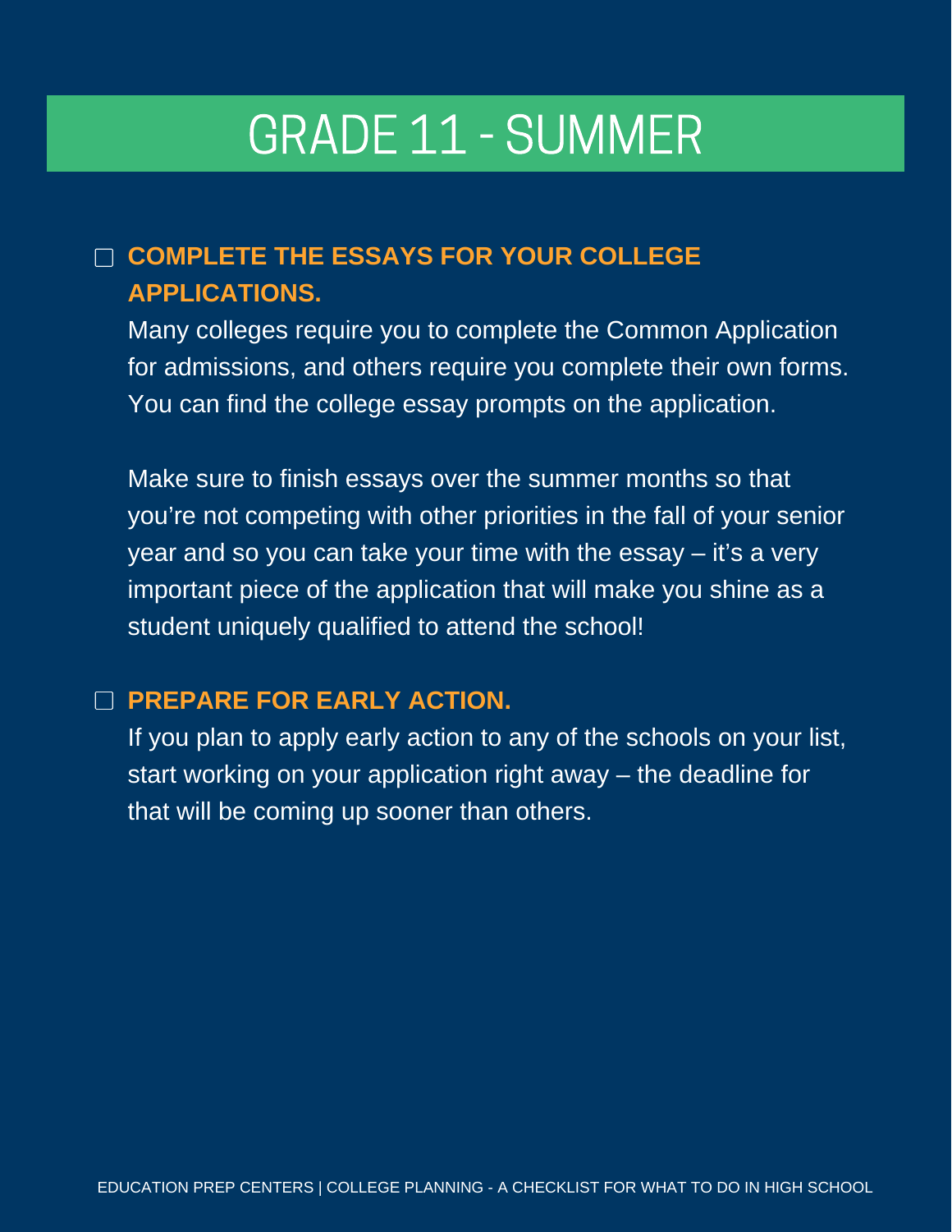# GRADE 11 - SUMMER

- [ ] **COMPLETE THE ESSAYS FOR YOUR COLLEGE APPLICATIONS.**

  Many colleges require you to complete the Common Application for admissions, and others require you complete their own forms. You can find the college essay prompts on the application.

  Make sure to finish essays over the summer months so that you're not competing with other priorities in the fall of your senior year and so you can take your time with the essay – it's a very important piece of the application that will make you shine as a student uniquely qualified to attend the school!

- [ ] **PREPARE FOR EARLY ACTION.**

  If you plan to apply early action to any of the schools on your list, start working on your application right away – the deadline for that will be coming up sooner than others.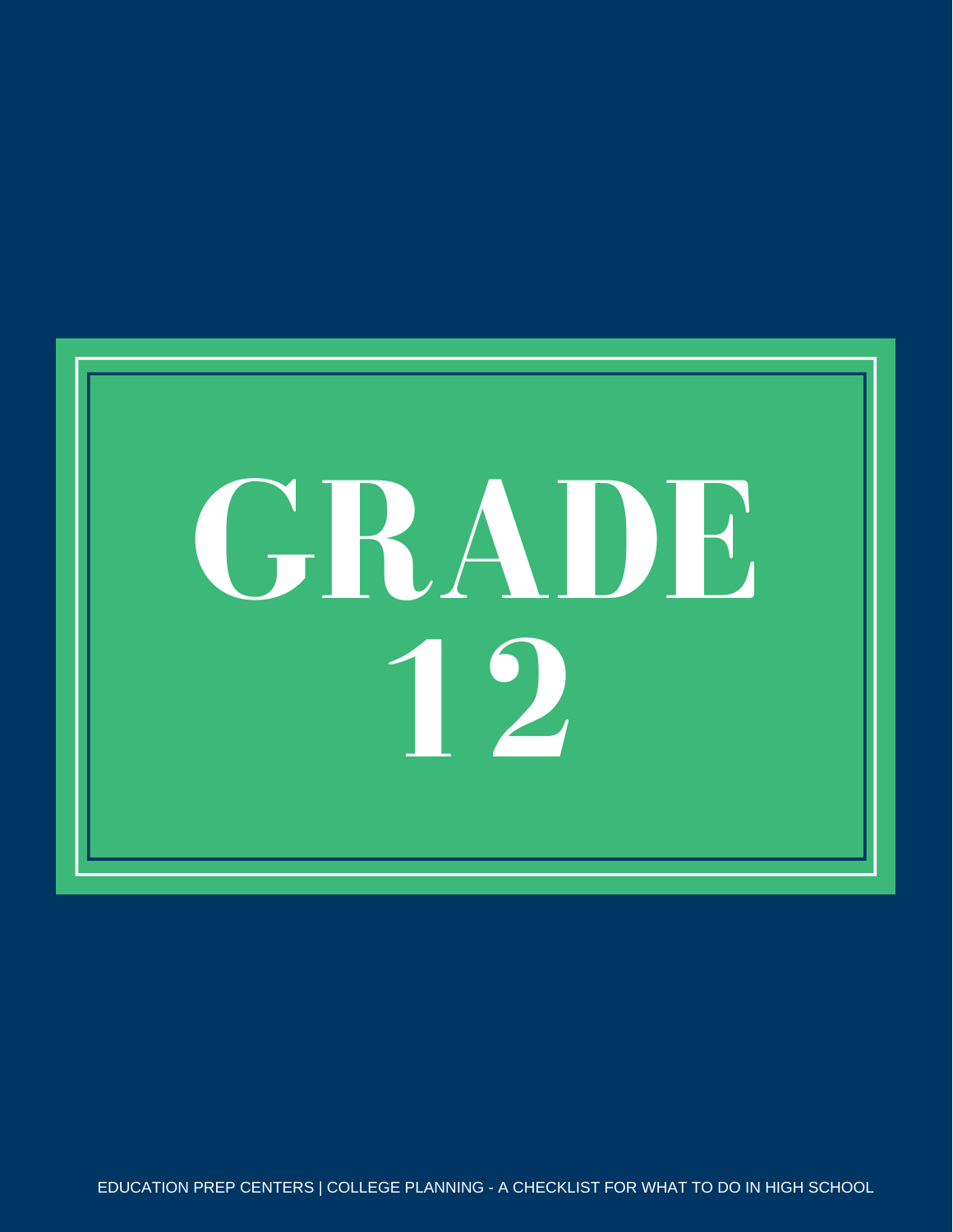# GRADE 12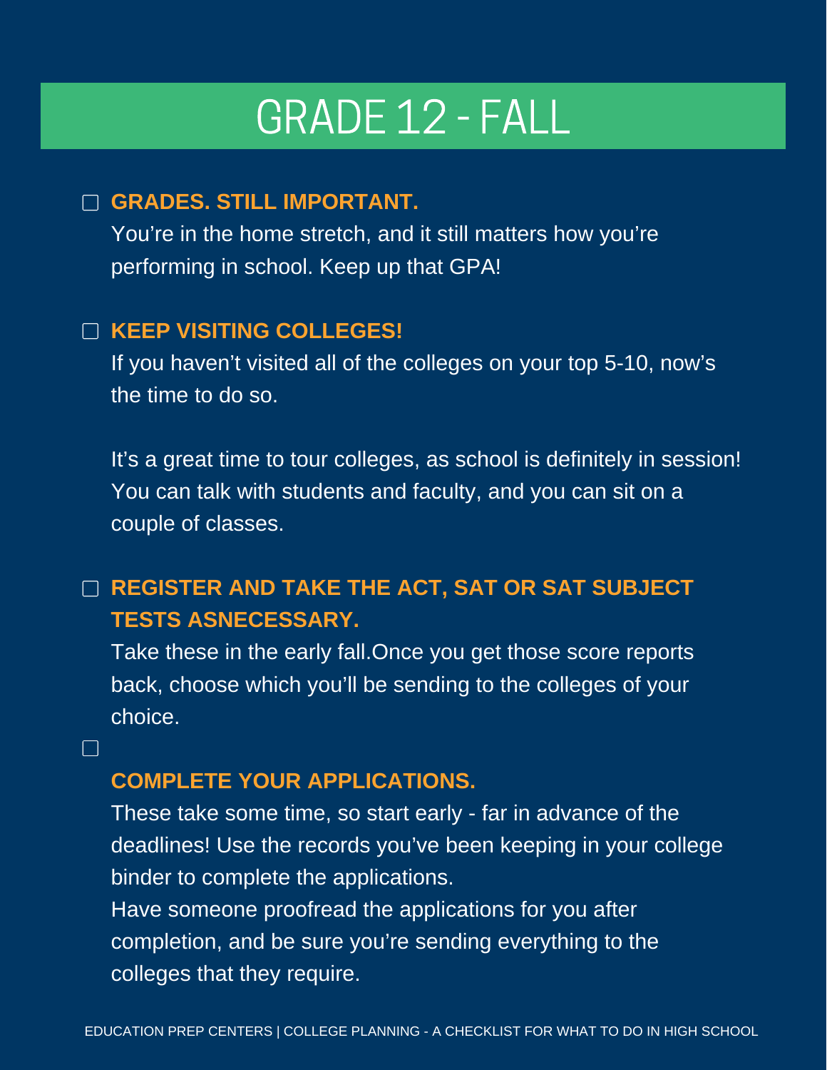# GRADE 12 - FALL

- [ ] **GRADES. STILL IMPORTANT.**

  You're in the home stretch, and it still matters how you're performing in school. Keep up that GPA!

- [ ] **KEEP VISITING COLLEGES!**

  If you haven't visited all of the colleges on your top 5-10, now's the time to do so.

  It's a great time to tour colleges, as school is definitely in session! You can talk with students and faculty, and you can sit on a couple of classes.

- [ ] **REGISTER AND TAKE THE ACT, SAT OR SAT SUBJECT TESTS ASNECESSARY.**

  Take these in the early fall.Once you get those score reports back, choose which you'll be sending to the colleges of your choice.

- [ ] **COMPLETE YOUR APPLICATIONS.**

  These take some time, so start early - far in advance of the deadlines! Use the records you've been keeping in your college binder to complete the applications.

  Have someone proofread the applications for you after completion, and be sure you're sending everything to the colleges that they require.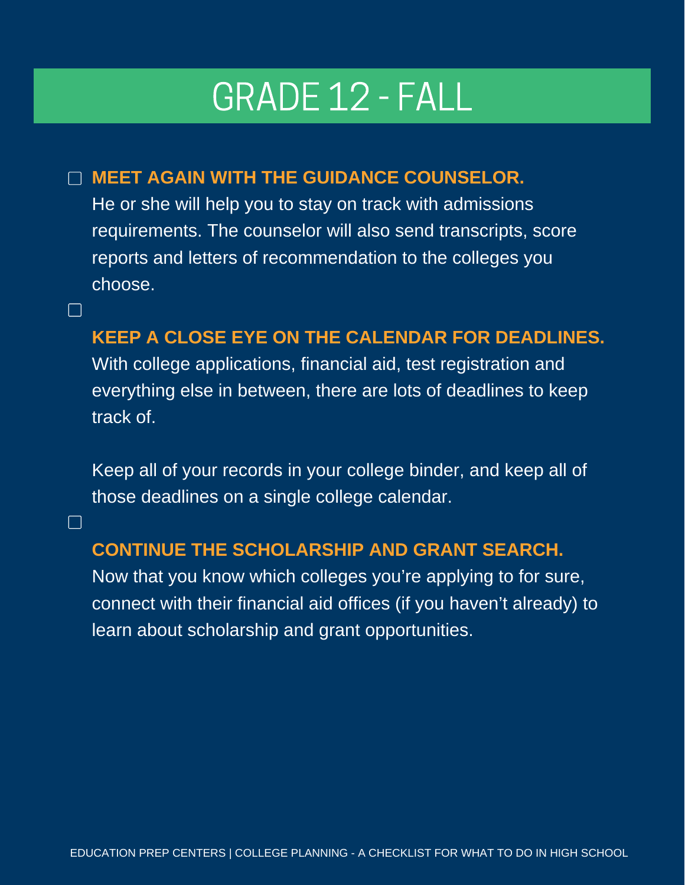# GRADE 12 - FALL

- [ ] **MEET AGAIN WITH THE GUIDANCE COUNSELOR.**
He or she will help you to stay on track with admissions requirements. The counselor will also send transcripts, score reports and letters of recommendation to the colleges you choose.

- [ ] **KEEP A CLOSE EYE ON THE CALENDAR FOR DEADLINES.**
With college applications, financial aid, test registration and everything else in between, there are lots of deadlines to keep track of.

  Keep all of your records in your college binder, and keep all of those deadlines on a single college calendar.

- [ ] **CONTINUE THE SCHOLARSHIP AND GRANT SEARCH.**
Now that you know which colleges you're applying to for sure, connect with their financial aid offices (if you haven't already) to learn about scholarship and grant opportunities.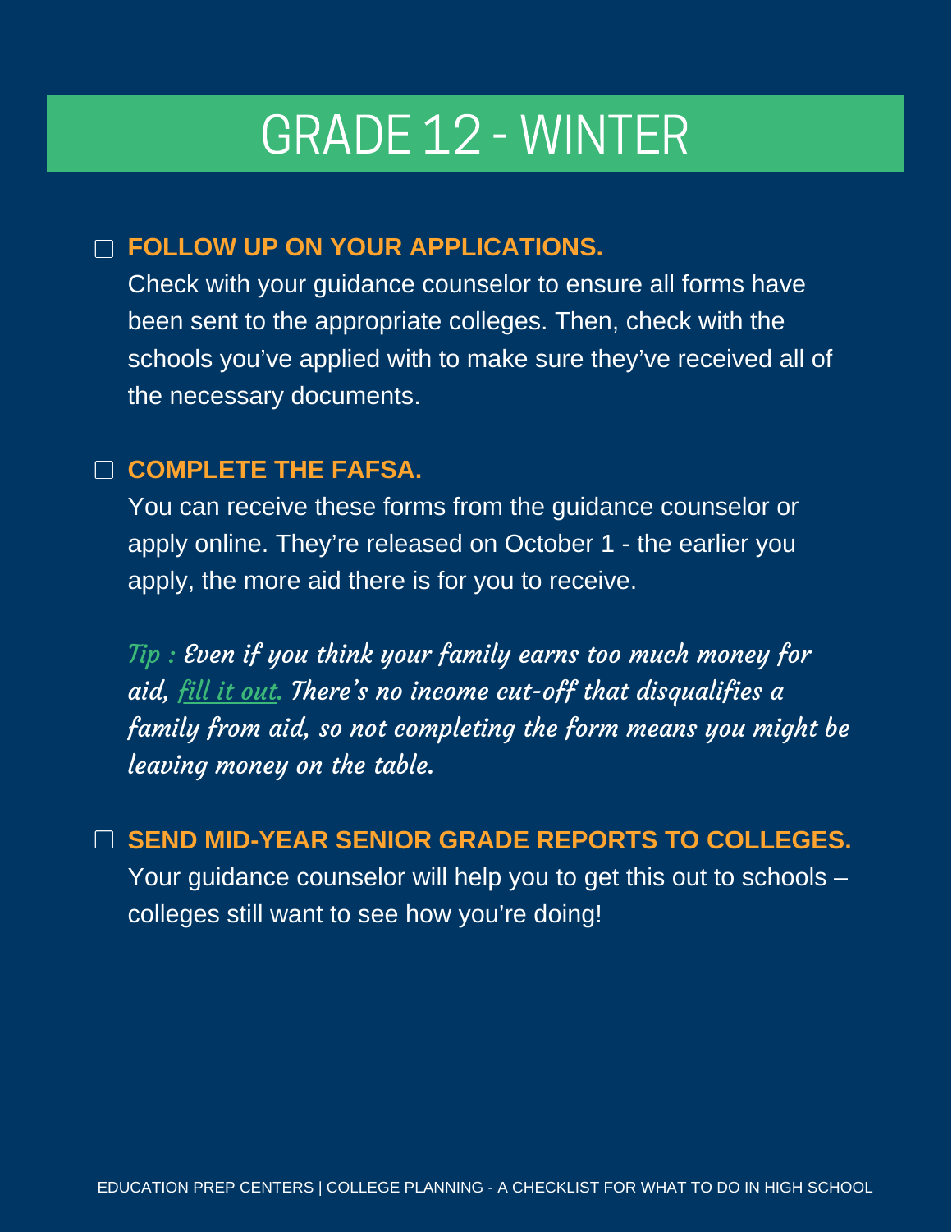# GRADE 12 - WINTER

- [ ] **FOLLOW UP ON YOUR APPLICATIONS.**

Check with your guidance counselor to ensure all forms have been sent to the appropriate colleges. Then, check with the schools you've applied with to make sure they've received all of the necessary documents.

- [ ] **COMPLETE THE FAFSA.**

You can receive these forms from the guidance counselor or apply online. They're released on October 1 - the earlier you apply, the more aid there is for you to receive.

*Tip : Even if you think your family earns too much money for aid, fill it out. There's no income cut-off that disqualifies a family from aid, so not completing the form means you might be leaving money on the table.*

- [ ] **SEND MID-YEAR SENIOR GRADE REPORTS TO COLLEGES.**

Your guidance counselor will help you to get this out to schools – colleges still want to see how you're doing!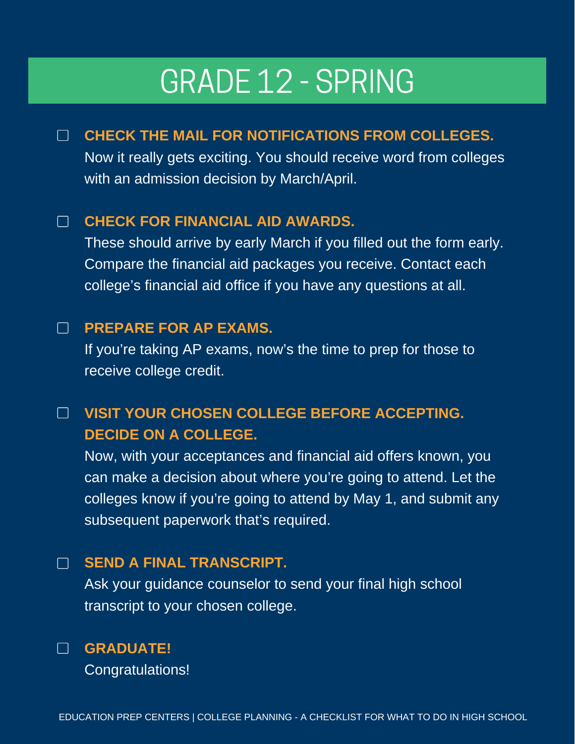# GRADE 12 - SPRING

- [ ] **CHECK THE MAIL FOR NOTIFICATIONS FROM COLLEGES.**
  Now it really gets exciting. You should receive word from colleges with an admission decision by March/April.

- [ ] **CHECK FOR FINANCIAL AID AWARDS.**
  These should arrive by early March if you filled out the form early. Compare the financial aid packages you receive. Contact each college's financial aid office if you have any questions at all.

- [ ] **PREPARE FOR AP EXAMS.**
  If you're taking AP exams, now's the time to prep for those to receive college credit.

- [ ] **VISIT YOUR CHOSEN COLLEGE BEFORE ACCEPTING. DECIDE ON A COLLEGE.**
  Now, with your acceptances and financial aid offers known, you can make a decision about where you're going to attend. Let the colleges know if you're going to attend by May 1, and submit any subsequent paperwork that's required.

- [ ] **SEND A FINAL TRANSCRIPT.**
  Ask your guidance counselor to send your final high school transcript to your chosen college.

- [ ] **GRADUATE!**
  Congratulations!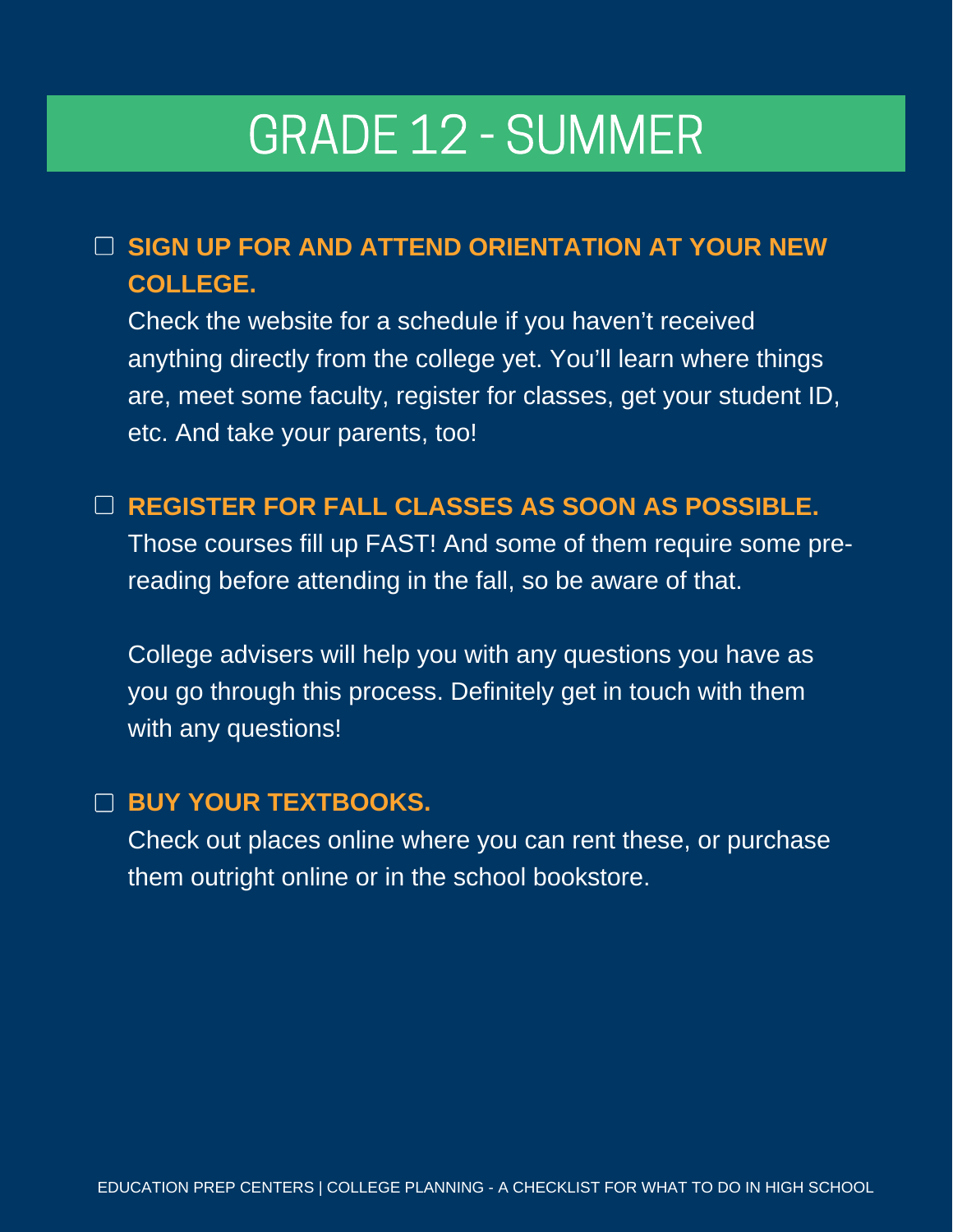# GRADE 12 - SUMMER

- [ ] **SIGN UP FOR AND ATTEND ORIENTATION AT YOUR NEW COLLEGE.**
  Check the website for a schedule if you haven't received anything directly from the college yet. You'll learn where things are, meet some faculty, register for classes, get your student ID, etc. And take your parents, too!

- [ ] **REGISTER FOR FALL CLASSES AS SOON AS POSSIBLE.**
  Those courses fill up FAST! And some of them require some pre-reading before attending in the fall, so be aware of that.

  College advisers will help you with any questions you have as you go through this process. Definitely get in touch with them with any questions!

- [ ] **BUY YOUR TEXTBOOKS.**
  Check out places online where you can rent these, or purchase them outright online or in the school bookstore.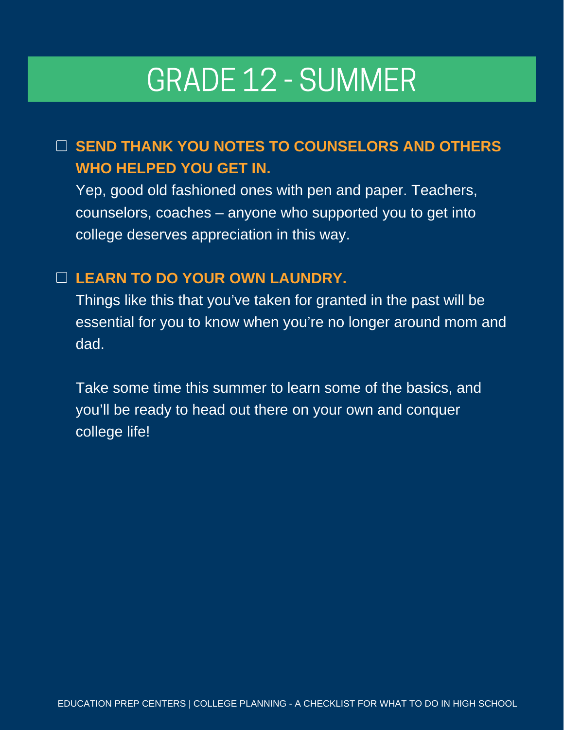# GRADE 12 - SUMMER

- [ ] **SEND THANK YOU NOTES TO COUNSELORS AND OTHERS WHO HELPED YOU GET IN.**

  Yep, good old fashioned ones with pen and paper. Teachers, counselors, coaches – anyone who supported you to get into college deserves appreciation in this way.

- [ ] **LEARN TO DO YOUR OWN LAUNDRY.**

  Things like this that you've taken for granted in the past will be essential for you to know when you're no longer around mom and dad.

  Take some time this summer to learn some of the basics, and you'll be ready to head out there on your own and conquer college life!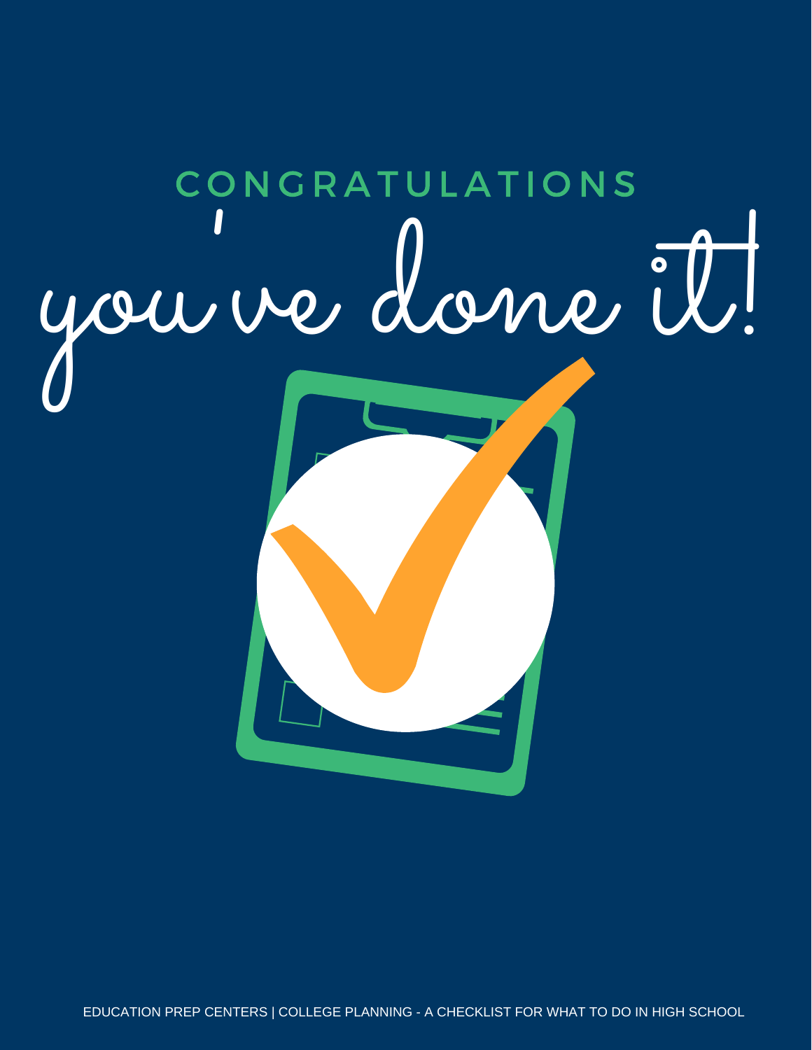# CONGRATULATIONS

# you've done it!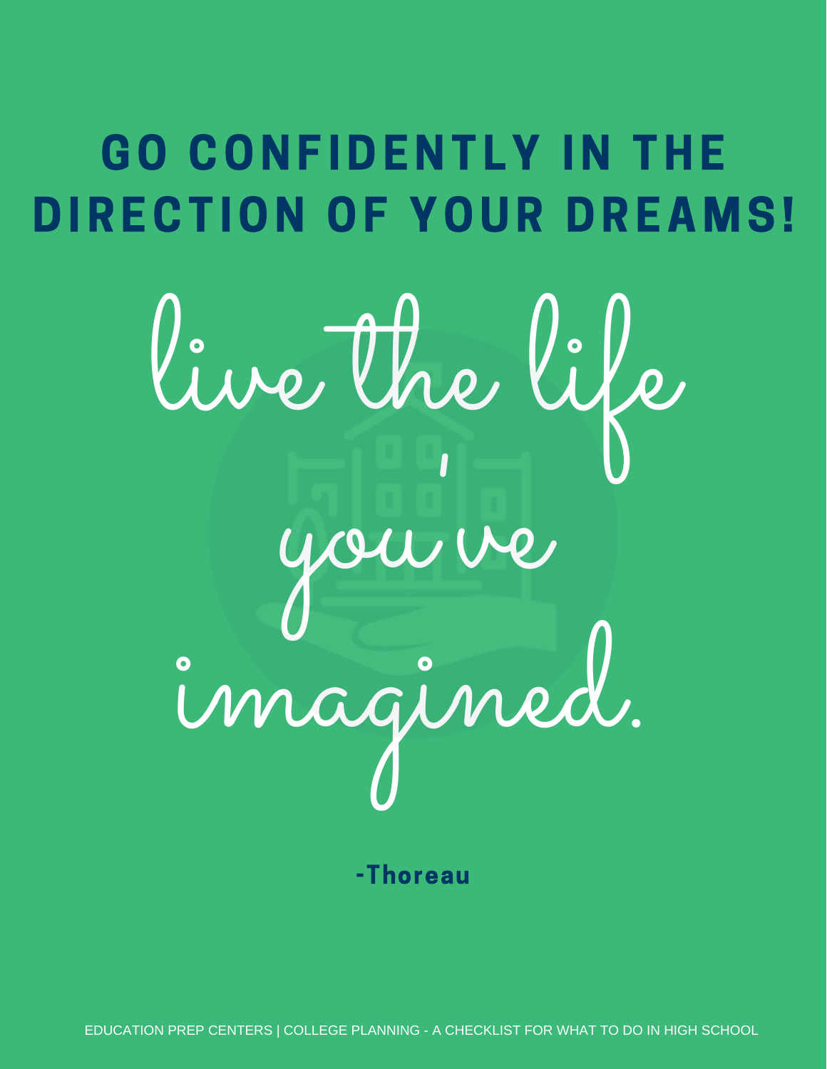# GO CONFIDENTLY IN THE DIRECTION OF YOUR DREAMS!

*live the life you've imagined.*

**-Thoreau**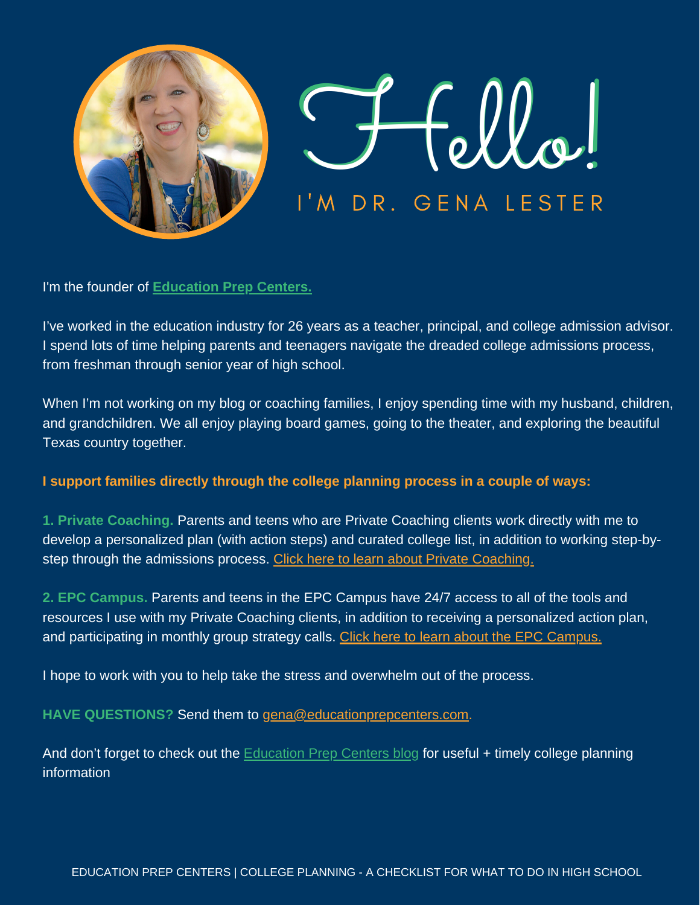# Hello!

## I'M DR. GENA LESTER

I'm the founder of **Education Prep Centers.**

I've worked in the education industry for 26 years as a teacher, principal, and college admission advisor. I spend lots of time helping parents and teenagers navigate the dreaded college admissions process, from freshman through senior year of high school.

When I'm not working on my blog or coaching families, I enjoy spending time with my husband, children, and grandchildren. We all enjoy playing board games, going to the theater, and exploring the beautiful Texas country together.

**I support families directly through the college planning process in a couple of ways:**

**1. Private Coaching.** Parents and teens who are Private Coaching clients work directly with me to develop a personalized plan (with action steps) and curated college list, in addition to working step-by-step through the admissions process. Click here to learn about Private Coaching.

**2. EPC Campus.** Parents and teens in the EPC Campus have 24/7 access to all of the tools and resources I use with my Private Coaching clients, in addition to receiving a personalized action plan, and participating in monthly group strategy calls. Click here to learn about the EPC Campus.

I hope to work with you to help take the stress and overwhelm out of the process.

**HAVE QUESTIONS?** Send them to gena@educationprepcenters.com.

And don't forget to check out the Education Prep Centers blog for useful + timely college planning information